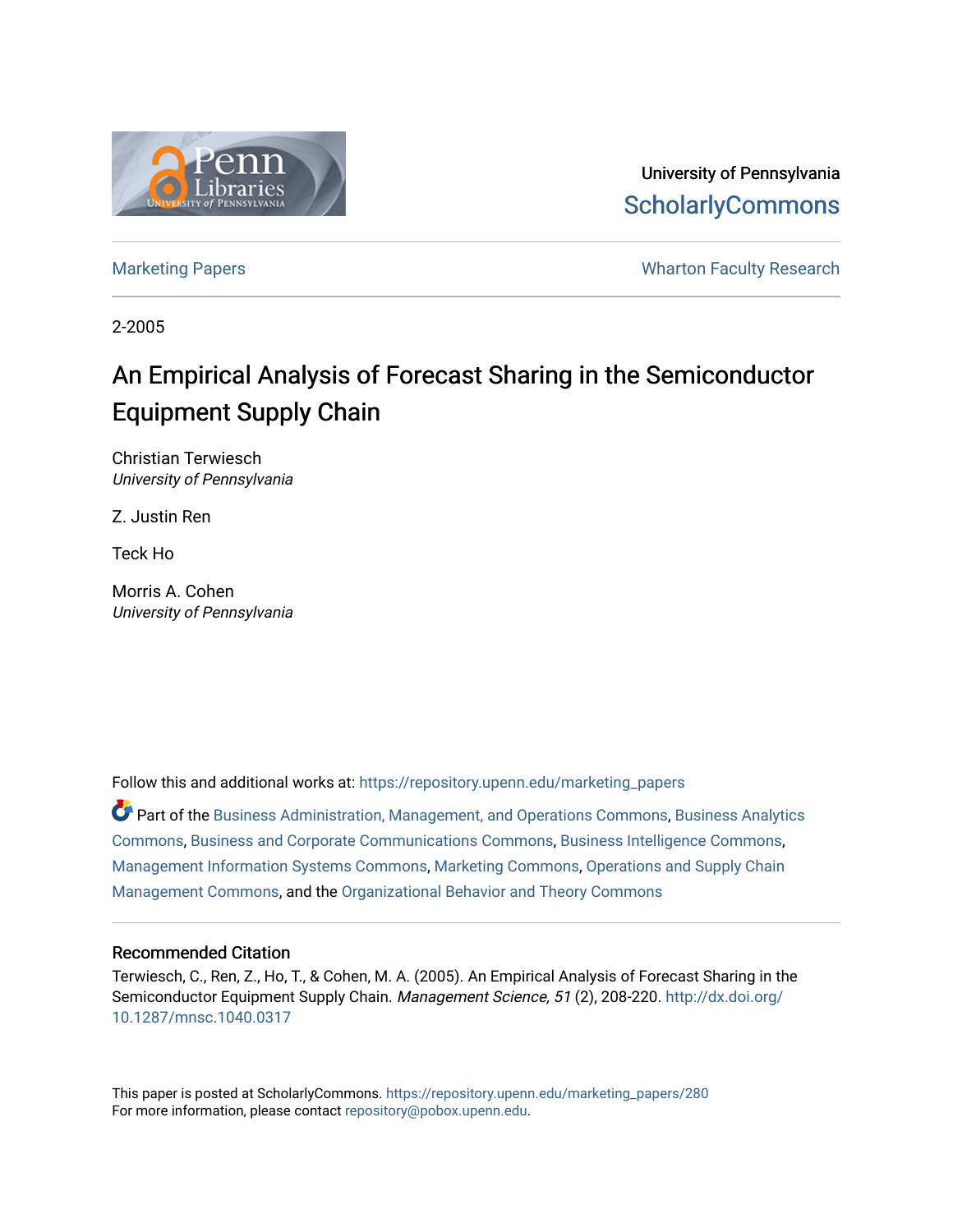University of Pennsylvania
ScholarlyCommons

Marketing Papers

Wharton Faculty Research

2-2005

# An Empirical Analysis of Forecast Sharing in the Semiconductor Equipment Supply Chain

Christian Terwiesch
*University of Pennsylvania*

Z. Justin Ren

Teck Ho

Morris A. Cohen
*University of Pennsylvania*

Follow this and additional works at: https://repository.upenn.edu/marketing_papers

Part of the Business Administration, Management, and Operations Commons, Business Analytics Commons, Business and Corporate Communications Commons, Business Intelligence Commons, Management Information Systems Commons, Marketing Commons, Operations and Supply Chain Management Commons, and the Organizational Behavior and Theory Commons

### Recommended Citation

Terwiesch, C., Ren, Z., Ho, T., & Cohen, M. A. (2005). An Empirical Analysis of Forecast Sharing in the Semiconductor Equipment Supply Chain. *Management Science, 51* (2), 208-220. http://dx.doi.org/10.1287/mnsc.1040.0317

This paper is posted at ScholarlyCommons. https://repository.upenn.edu/marketing_papers/280
For more information, please contact repository@pobox.upenn.edu.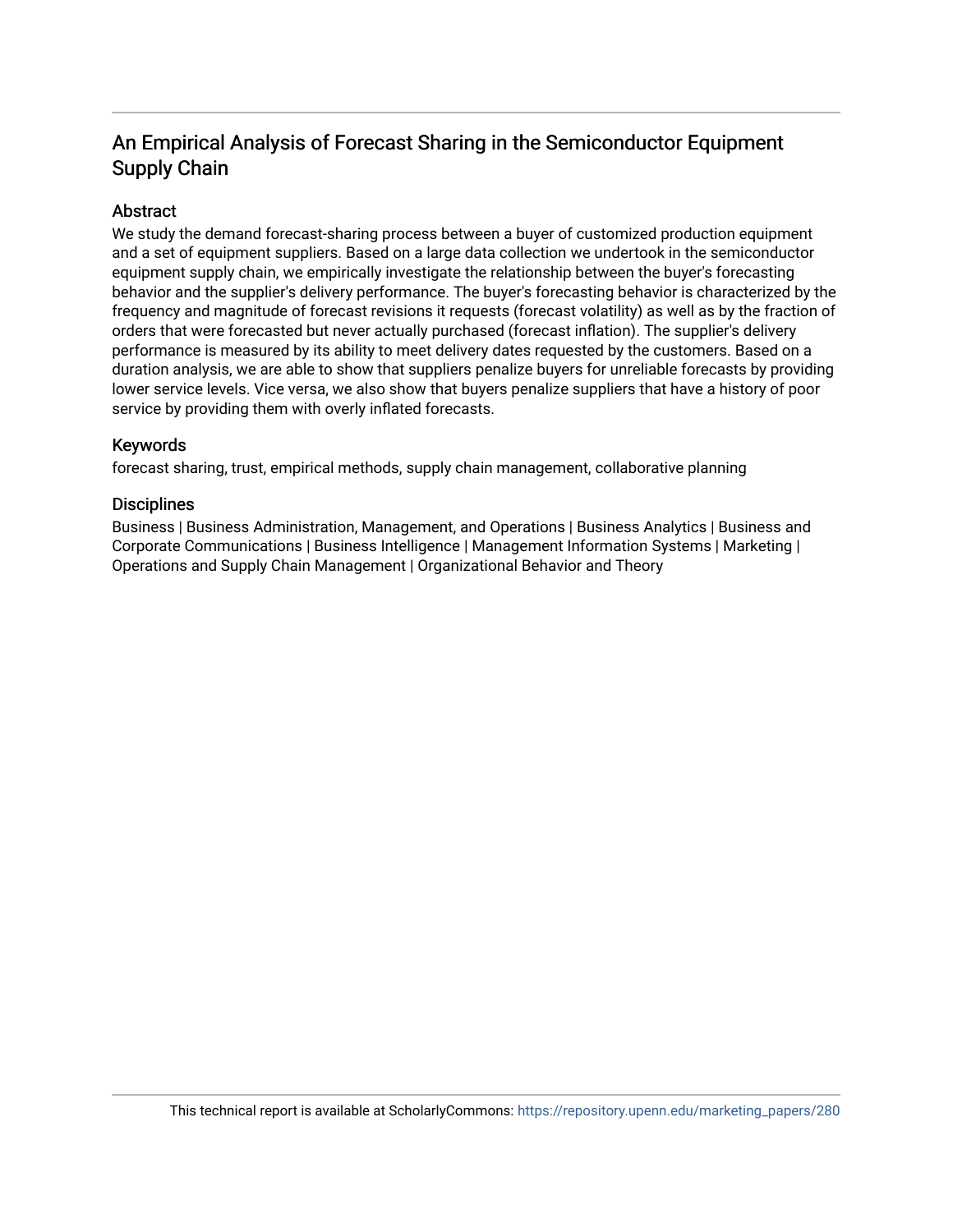## An Empirical Analysis of Forecast Sharing in the Semiconductor Equipment Supply Chain

### Abstract

We study the demand forecast-sharing process between a buyer of customized production equipment and a set of equipment suppliers. Based on a large data collection we undertook in the semiconductor equipment supply chain, we empirically investigate the relationship between the buyer's forecasting behavior and the supplier's delivery performance. The buyer's forecasting behavior is characterized by the frequency and magnitude of forecast revisions it requests (forecast volatility) as well as by the fraction of orders that were forecasted but never actually purchased (forecast inflation). The supplier's delivery performance is measured by its ability to meet delivery dates requested by the customers. Based on a duration analysis, we are able to show that suppliers penalize buyers for unreliable forecasts by providing lower service levels. Vice versa, we also show that buyers penalize suppliers that have a history of poor service by providing them with overly inflated forecasts.

### Keywords

forecast sharing, trust, empirical methods, supply chain management, collaborative planning

### Disciplines

Business | Business Administration, Management, and Operations | Business Analytics | Business and Corporate Communications | Business Intelligence | Management Information Systems | Marketing | Operations and Supply Chain Management | Organizational Behavior and Theory

This technical report is available at ScholarlyCommons: https://repository.upenn.edu/marketing_papers/280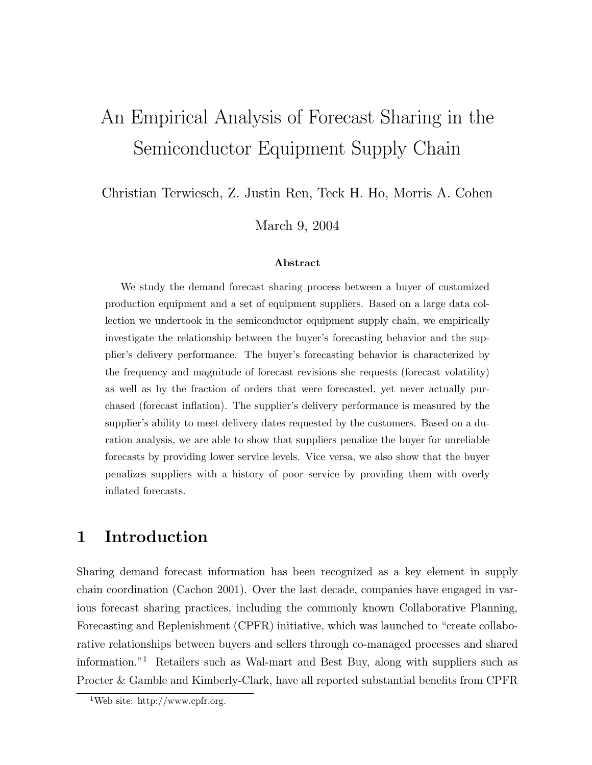# An Empirical Analysis of Forecast Sharing in the Semiconductor Equipment Supply Chain

Christian Terwiesch, Z. Justin Ren, Teck H. Ho, Morris A. Cohen

March 9, 2004

**Abstract**

We study the demand forecast sharing process between a buyer of customized production equipment and a set of equipment suppliers. Based on a large data collection we undertook in the semiconductor equipment supply chain, we empirically investigate the relationship between the buyer's forecasting behavior and the supplier's delivery performance. The buyer's forecasting behavior is characterized by the frequency and magnitude of forecast revisions she requests (forecast volatility) as well as by the fraction of orders that were forecasted, yet never actually purchased (forecast inflation). The supplier's delivery performance is measured by the supplier's ability to meet delivery dates requested by the customers. Based on a duration analysis, we are able to show that suppliers penalize the buyer for unreliable forecasts by providing lower service levels. Vice versa, we also show that the buyer penalizes suppliers with a history of poor service by providing them with overly inflated forecasts.

## 1 Introduction

Sharing demand forecast information has been recognized as a key element in supply chain coordination (Cachon 2001). Over the last decade, companies have engaged in various forecast sharing practices, including the commonly known Collaborative Planning, Forecasting and Replenishment (CPFR) initiative, which was launched to "create collaborative relationships between buyers and sellers through co-managed processes and shared information."[1] Retailers such as Wal-mart and Best Buy, along with suppliers such as Procter & Gamble and Kimberly-Clark, have all reported substantial benefits from CPFR

[1] Web site: http://www.cpfr.org.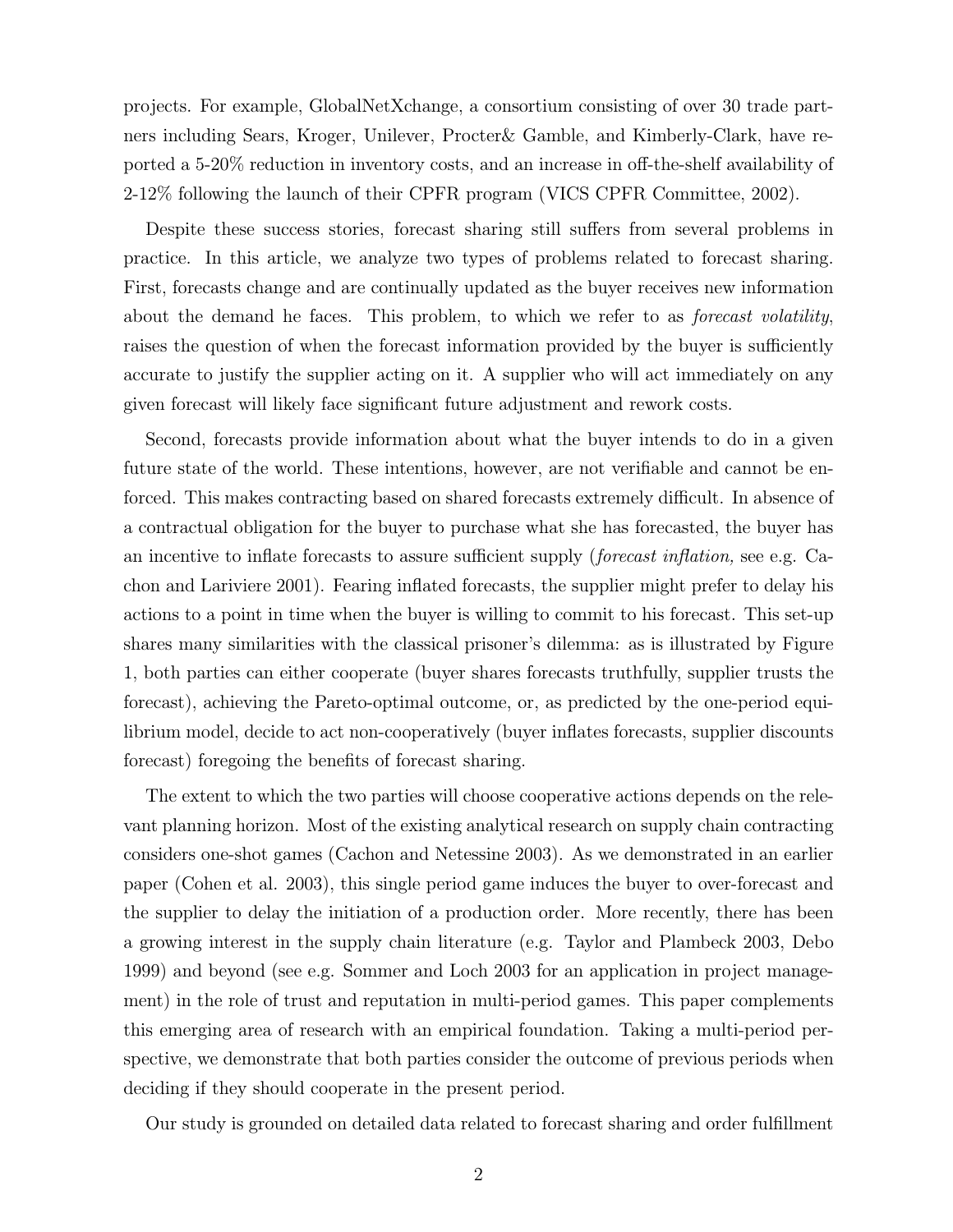projects. For example, GlobalNetXchange, a consortium consisting of over 30 trade partners including Sears, Kroger, Unilever, Procter& Gamble, and Kimberly-Clark, have reported a 5-20% reduction in inventory costs, and an increase in off-the-shelf availability of 2-12% following the launch of their CPFR program (VICS CPFR Committee, 2002).

Despite these success stories, forecast sharing still suffers from several problems in practice. In this article, we analyze two types of problems related to forecast sharing. First, forecasts change and are continually updated as the buyer receives new information about the demand he faces. This problem, to which we refer to as *forecast volatility*, raises the question of when the forecast information provided by the buyer is sufficiently accurate to justify the supplier acting on it. A supplier who will act immediately on any given forecast will likely face significant future adjustment and rework costs.

Second, forecasts provide information about what the buyer intends to do in a given future state of the world. These intentions, however, are not verifiable and cannot be enforced. This makes contracting based on shared forecasts extremely difficult. In absence of a contractual obligation for the buyer to purchase what she has forecasted, the buyer has an incentive to inflate forecasts to assure sufficient supply (*forecast inflation,* see e.g. Cachon and Lariviere 2001). Fearing inflated forecasts, the supplier might prefer to delay his actions to a point in time when the buyer is willing to commit to his forecast. This set-up shares many similarities with the classical prisoner's dilemma: as is illustrated by Figure 1, both parties can either cooperate (buyer shares forecasts truthfully, supplier trusts the forecast), achieving the Pareto-optimal outcome, or, as predicted by the one-period equilibrium model, decide to act non-cooperatively (buyer inflates forecasts, supplier discounts forecast) foregoing the benefits of forecast sharing.

The extent to which the two parties will choose cooperative actions depends on the relevant planning horizon. Most of the existing analytical research on supply chain contracting considers one-shot games (Cachon and Netessine 2003). As we demonstrated in an earlier paper (Cohen et al. 2003), this single period game induces the buyer to over-forecast and the supplier to delay the initiation of a production order. More recently, there has been a growing interest in the supply chain literature (e.g. Taylor and Plambeck 2003, Debo 1999) and beyond (see e.g. Sommer and Loch 2003 for an application in project management) in the role of trust and reputation in multi-period games. This paper complements this emerging area of research with an empirical foundation. Taking a multi-period perspective, we demonstrate that both parties consider the outcome of previous periods when deciding if they should cooperate in the present period.

Our study is grounded on detailed data related to forecast sharing and order fulfillment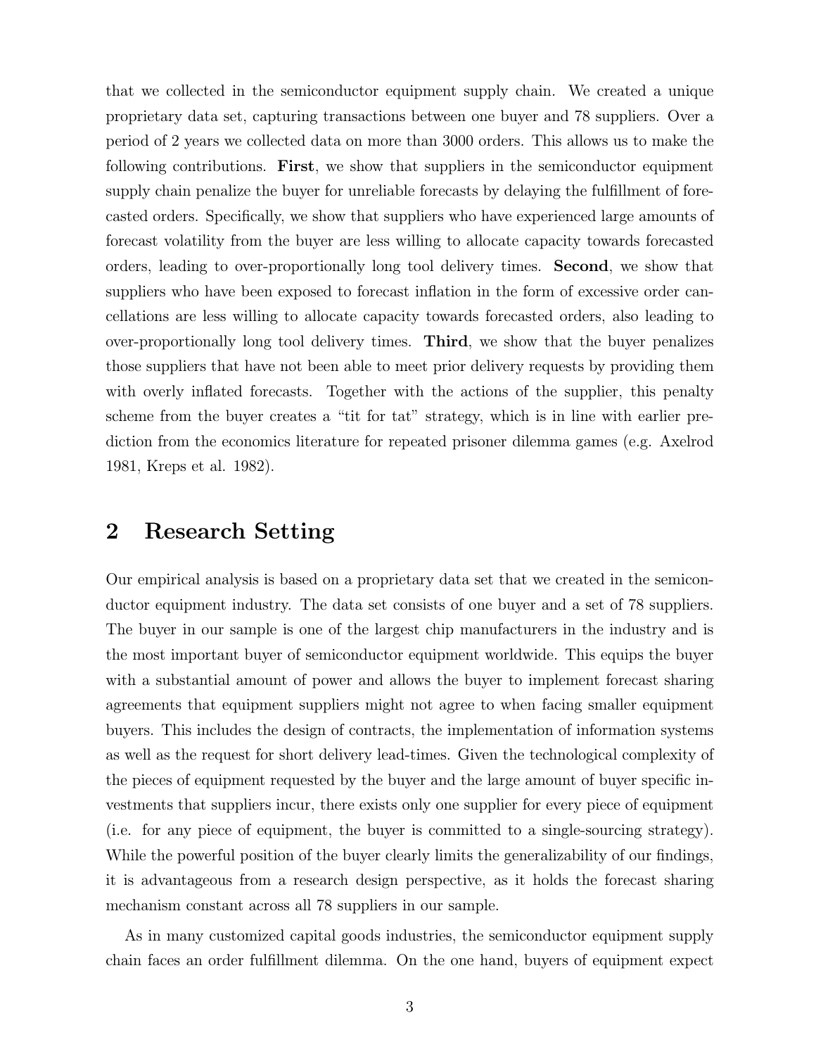that we collected in the semiconductor equipment supply chain. We created a unique proprietary data set, capturing transactions between one buyer and 78 suppliers. Over a period of 2 years we collected data on more than 3000 orders. This allows us to make the following contributions. **First**, we show that suppliers in the semiconductor equipment supply chain penalize the buyer for unreliable forecasts by delaying the fulfillment of forecasted orders. Specifically, we show that suppliers who have experienced large amounts of forecast volatility from the buyer are less willing to allocate capacity towards forecasted orders, leading to over-proportionally long tool delivery times. **Second**, we show that suppliers who have been exposed to forecast inflation in the form of excessive order cancellations are less willing to allocate capacity towards forecasted orders, also leading to over-proportionally long tool delivery times. **Third**, we show that the buyer penalizes those suppliers that have not been able to meet prior delivery requests by providing them with overly inflated forecasts. Together with the actions of the supplier, this penalty scheme from the buyer creates a "tit for tat" strategy, which is in line with earlier prediction from the economics literature for repeated prisoner dilemma games (e.g. Axelrod 1981, Kreps et al. 1982).

## 2 Research Setting

Our empirical analysis is based on a proprietary data set that we created in the semiconductor equipment industry. The data set consists of one buyer and a set of 78 suppliers. The buyer in our sample is one of the largest chip manufacturers in the industry and is the most important buyer of semiconductor equipment worldwide. This equips the buyer with a substantial amount of power and allows the buyer to implement forecast sharing agreements that equipment suppliers might not agree to when facing smaller equipment buyers. This includes the design of contracts, the implementation of information systems as well as the request for short delivery lead-times. Given the technological complexity of the pieces of equipment requested by the buyer and the large amount of buyer specific investments that suppliers incur, there exists only one supplier for every piece of equipment (i.e. for any piece of equipment, the buyer is committed to a single-sourcing strategy). While the powerful position of the buyer clearly limits the generalizability of our findings, it is advantageous from a research design perspective, as it holds the forecast sharing mechanism constant across all 78 suppliers in our sample.

As in many customized capital goods industries, the semiconductor equipment supply chain faces an order fulfillment dilemma. On the one hand, buyers of equipment expect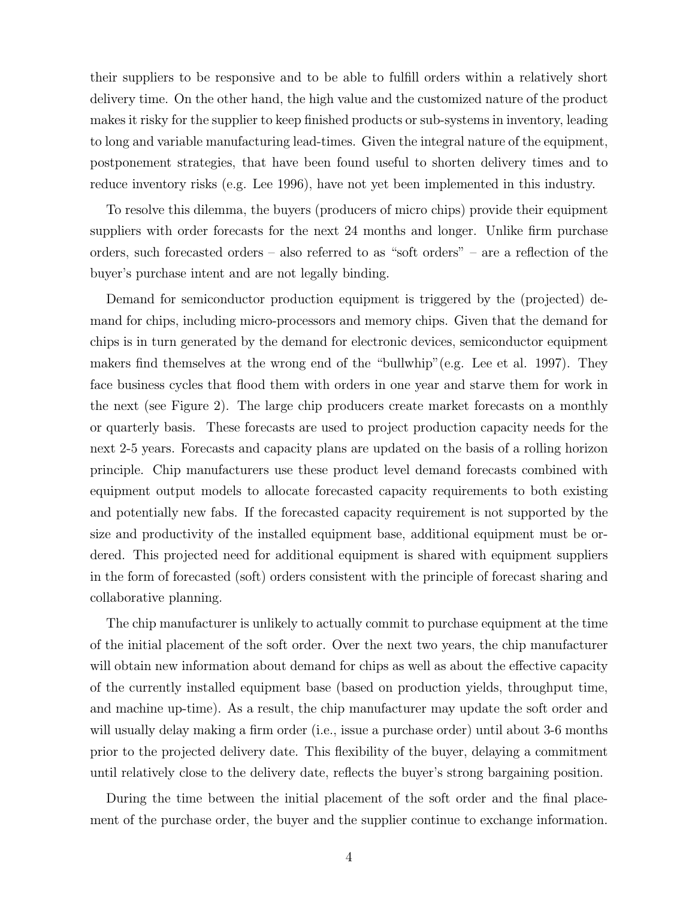their suppliers to be responsive and to be able to fulfill orders within a relatively short delivery time. On the other hand, the high value and the customized nature of the product makes it risky for the supplier to keep finished products or sub-systems in inventory, leading to long and variable manufacturing lead-times. Given the integral nature of the equipment, postponement strategies, that have been found useful to shorten delivery times and to reduce inventory risks (e.g. Lee 1996), have not yet been implemented in this industry.

To resolve this dilemma, the buyers (producers of micro chips) provide their equipment suppliers with order forecasts for the next 24 months and longer. Unlike firm purchase orders, such forecasted orders – also referred to as "soft orders" – are a reflection of the buyer's purchase intent and are not legally binding.

Demand for semiconductor production equipment is triggered by the (projected) demand for chips, including micro-processors and memory chips. Given that the demand for chips is in turn generated by the demand for electronic devices, semiconductor equipment makers find themselves at the wrong end of the "bullwhip"(e.g. Lee et al. 1997). They face business cycles that flood them with orders in one year and starve them for work in the next (see Figure 2). The large chip producers create market forecasts on a monthly or quarterly basis. These forecasts are used to project production capacity needs for the next 2-5 years. Forecasts and capacity plans are updated on the basis of a rolling horizon principle. Chip manufacturers use these product level demand forecasts combined with equipment output models to allocate forecasted capacity requirements to both existing and potentially new fabs. If the forecasted capacity requirement is not supported by the size and productivity of the installed equipment base, additional equipment must be ordered. This projected need for additional equipment is shared with equipment suppliers in the form of forecasted (soft) orders consistent with the principle of forecast sharing and collaborative planning.

The chip manufacturer is unlikely to actually commit to purchase equipment at the time of the initial placement of the soft order. Over the next two years, the chip manufacturer will obtain new information about demand for chips as well as about the effective capacity of the currently installed equipment base (based on production yields, throughput time, and machine up-time). As a result, the chip manufacturer may update the soft order and will usually delay making a firm order (i.e., issue a purchase order) until about 3-6 months prior to the projected delivery date. This flexibility of the buyer, delaying a commitment until relatively close to the delivery date, reflects the buyer's strong bargaining position.

During the time between the initial placement of the soft order and the final placement of the purchase order, the buyer and the supplier continue to exchange information.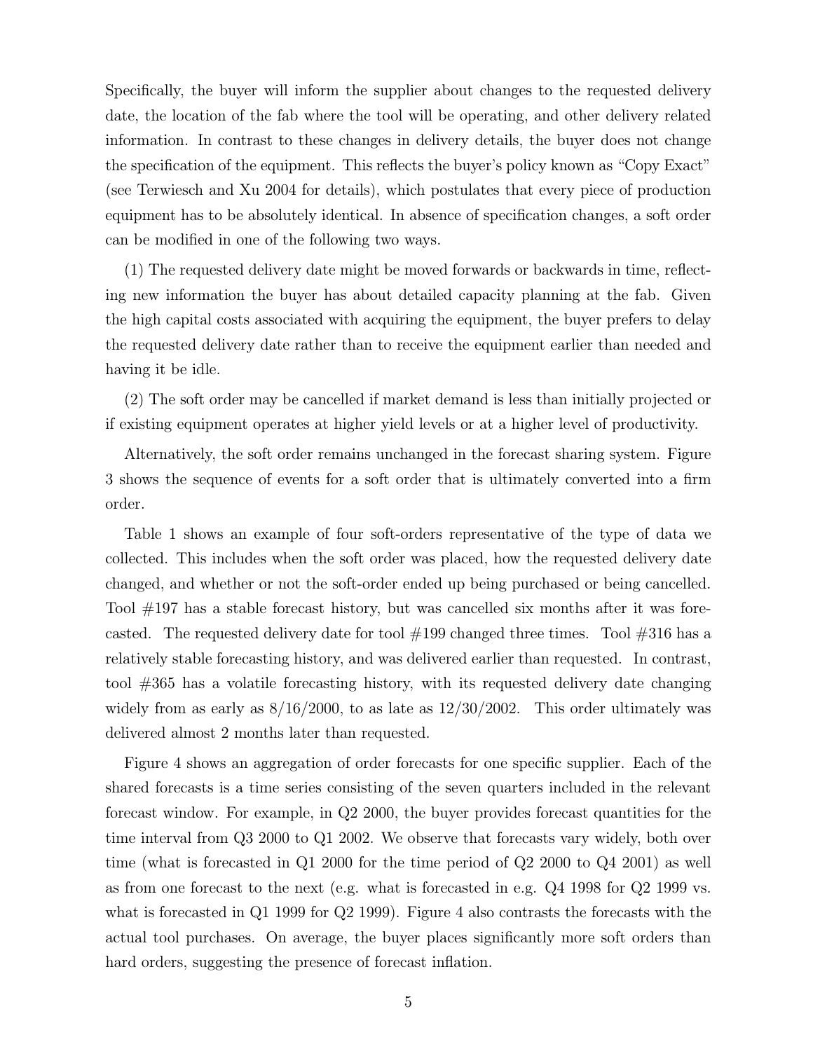Specifically, the buyer will inform the supplier about changes to the requested delivery date, the location of the fab where the tool will be operating, and other delivery related information. In contrast to these changes in delivery details, the buyer does not change the specification of the equipment. This reflects the buyer's policy known as "Copy Exact" (see Terwiesch and Xu 2004 for details), which postulates that every piece of production equipment has to be absolutely identical. In absence of specification changes, a soft order can be modified in one of the following two ways.

(1) The requested delivery date might be moved forwards or backwards in time, reflecting new information the buyer has about detailed capacity planning at the fab. Given the high capital costs associated with acquiring the equipment, the buyer prefers to delay the requested delivery date rather than to receive the equipment earlier than needed and having it be idle.

(2) The soft order may be cancelled if market demand is less than initially projected or if existing equipment operates at higher yield levels or at a higher level of productivity.

Alternatively, the soft order remains unchanged in the forecast sharing system. Figure 3 shows the sequence of events for a soft order that is ultimately converted into a firm order.

Table 1 shows an example of four soft-orders representative of the type of data we collected. This includes when the soft order was placed, how the requested delivery date changed, and whether or not the soft-order ended up being purchased or being cancelled. Tool #197 has a stable forecast history, but was cancelled six months after it was forecasted. The requested delivery date for tool #199 changed three times. Tool #316 has a relatively stable forecasting history, and was delivered earlier than requested. In contrast, tool #365 has a volatile forecasting history, with its requested delivery date changing widely from as early as 8/16/2000, to as late as 12/30/2002. This order ultimately was delivered almost 2 months later than requested.

Figure 4 shows an aggregation of order forecasts for one specific supplier. Each of the shared forecasts is a time series consisting of the seven quarters included in the relevant forecast window. For example, in Q2 2000, the buyer provides forecast quantities for the time interval from Q3 2000 to Q1 2002. We observe that forecasts vary widely, both over time (what is forecasted in Q1 2000 for the time period of Q2 2000 to Q4 2001) as well as from one forecast to the next (e.g. what is forecasted in e.g. Q4 1998 for Q2 1999 vs. what is forecasted in Q1 1999 for Q2 1999). Figure 4 also contrasts the forecasts with the actual tool purchases. On average, the buyer places significantly more soft orders than hard orders, suggesting the presence of forecast inflation.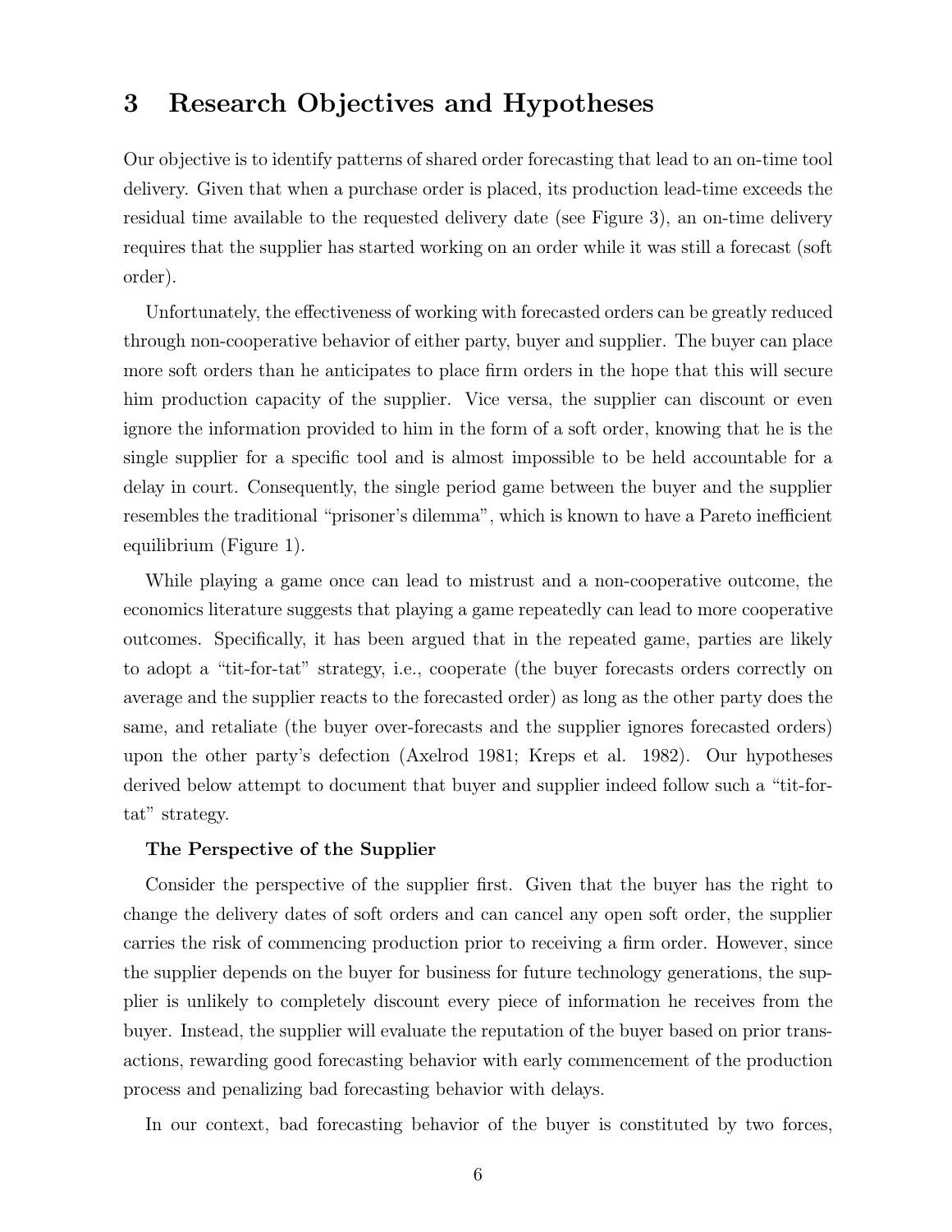# 3 Research Objectives and Hypotheses

Our objective is to identify patterns of shared order forecasting that lead to an on-time tool delivery. Given that when a purchase order is placed, its production lead-time exceeds the residual time available to the requested delivery date (see Figure 3), an on-time delivery requires that the supplier has started working on an order while it was still a forecast (soft order).

Unfortunately, the effectiveness of working with forecasted orders can be greatly reduced through non-cooperative behavior of either party, buyer and supplier. The buyer can place more soft orders than he anticipates to place firm orders in the hope that this will secure him production capacity of the supplier. Vice versa, the supplier can discount or even ignore the information provided to him in the form of a soft order, knowing that he is the single supplier for a specific tool and is almost impossible to be held accountable for a delay in court. Consequently, the single period game between the buyer and the supplier resembles the traditional "prisoner's dilemma", which is known to have a Pareto inefficient equilibrium (Figure 1).

While playing a game once can lead to mistrust and a non-cooperative outcome, the economics literature suggests that playing a game repeatedly can lead to more cooperative outcomes. Specifically, it has been argued that in the repeated game, parties are likely to adopt a "tit-for-tat" strategy, i.e., cooperate (the buyer forecasts orders correctly on average and the supplier reacts to the forecasted order) as long as the other party does the same, and retaliate (the buyer over-forecasts and the supplier ignores forecasted orders) upon the other party's defection (Axelrod 1981; Kreps et al. 1982). Our hypotheses derived below attempt to document that buyer and supplier indeed follow such a "tit-for-tat" strategy.

**The Perspective of the Supplier**

Consider the perspective of the supplier first. Given that the buyer has the right to change the delivery dates of soft orders and can cancel any open soft order, the supplier carries the risk of commencing production prior to receiving a firm order. However, since the supplier depends on the buyer for business for future technology generations, the supplier is unlikely to completely discount every piece of information he receives from the buyer. Instead, the supplier will evaluate the reputation of the buyer based on prior transactions, rewarding good forecasting behavior with early commencement of the production process and penalizing bad forecasting behavior with delays.

In our context, bad forecasting behavior of the buyer is constituted by two forces,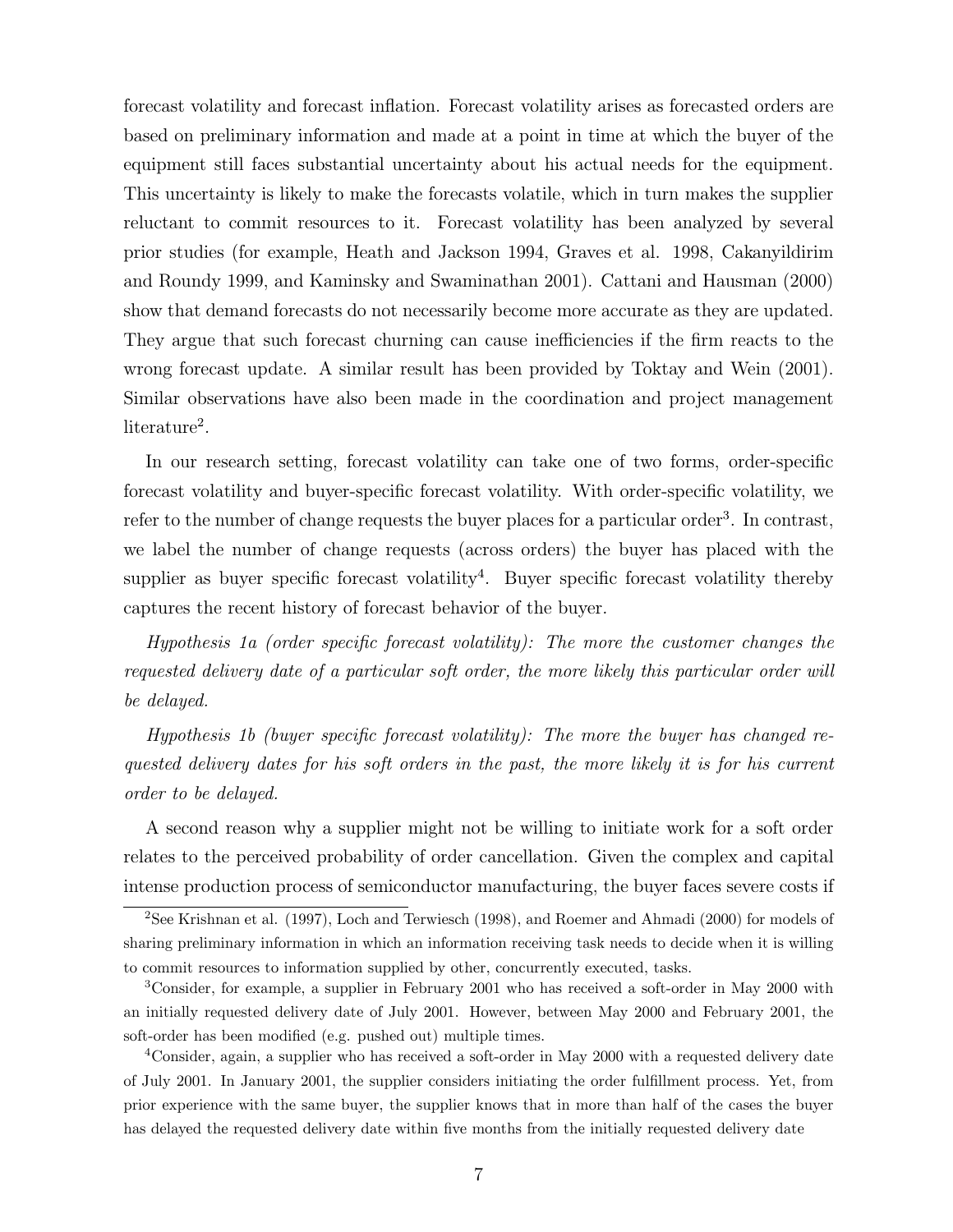forecast volatility and forecast inflation. Forecast volatility arises as forecasted orders are based on preliminary information and made at a point in time at which the buyer of the equipment still faces substantial uncertainty about his actual needs for the equipment. This uncertainty is likely to make the forecasts volatile, which in turn makes the supplier reluctant to commit resources to it. Forecast volatility has been analyzed by several prior studies (for example, Heath and Jackson 1994, Graves et al. 1998, Cakanyildirim and Roundy 1999, and Kaminsky and Swaminathan 2001). Cattani and Hausman (2000) show that demand forecasts do not necessarily become more accurate as they are updated. They argue that such forecast churning can cause inefficiencies if the firm reacts to the wrong forecast update. A similar result has been provided by Toktay and Wein (2001). Similar observations have also been made in the coordination and project management literature[2].

In our research setting, forecast volatility can take one of two forms, order-specific forecast volatility and buyer-specific forecast volatility. With order-specific volatility, we refer to the number of change requests the buyer places for a particular order[3]. In contrast, we label the number of change requests (across orders) the buyer has placed with the supplier as buyer specific forecast volatility[4]. Buyer specific forecast volatility thereby captures the recent history of forecast behavior of the buyer.

*Hypothesis 1a (order specific forecast volatility): The more the customer changes the requested delivery date of a particular soft order, the more likely this particular order will be delayed.*

*Hypothesis 1b (buyer specific forecast volatility): The more the buyer has changed requested delivery dates for his soft orders in the past, the more likely it is for his current order to be delayed.*

A second reason why a supplier might not be willing to initiate work for a soft order relates to the perceived probability of order cancellation. Given the complex and capital intense production process of semiconductor manufacturing, the buyer faces severe costs if

[2]See Krishnan et al. (1997), Loch and Terwiesch (1998), and Roemer and Ahmadi (2000) for models of sharing preliminary information in which an information receiving task needs to decide when it is willing to commit resources to information supplied by other, concurrently executed, tasks.

[3]Consider, for example, a supplier in February 2001 who has received a soft-order in May 2000 with an initially requested delivery date of July 2001. However, between May 2000 and February 2001, the soft-order has been modified (e.g. pushed out) multiple times.

[4]Consider, again, a supplier who has received a soft-order in May 2000 with a requested delivery date of July 2001. In January 2001, the supplier considers initiating the order fulfillment process. Yet, from prior experience with the same buyer, the supplier knows that in more than half of the cases the buyer has delayed the requested delivery date within five months from the initially requested delivery date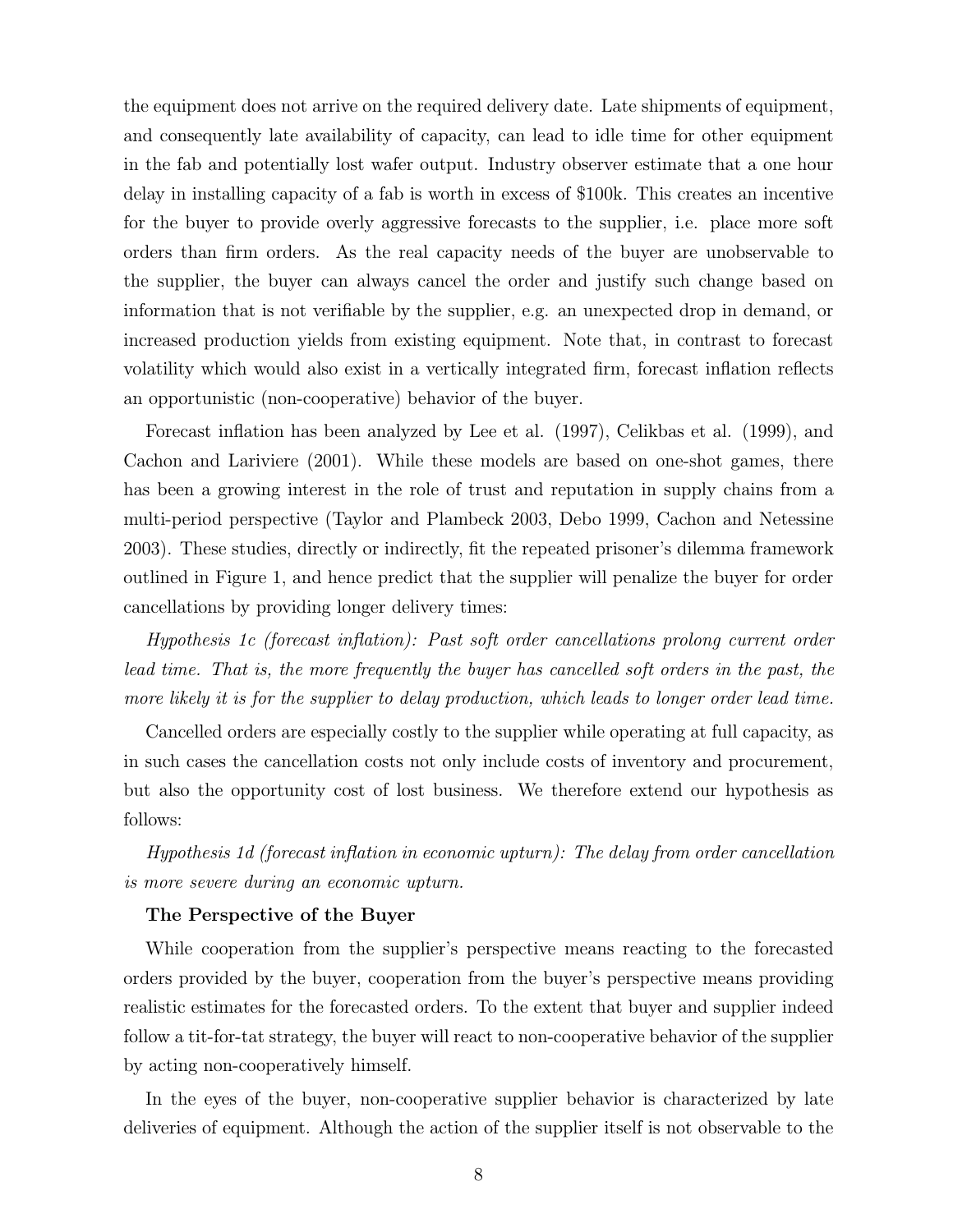the equipment does not arrive on the required delivery date. Late shipments of equipment, and consequently late availability of capacity, can lead to idle time for other equipment in the fab and potentially lost wafer output. Industry observer estimate that a one hour delay in installing capacity of a fab is worth in excess of \$100k. This creates an incentive for the buyer to provide overly aggressive forecasts to the supplier, i.e. place more soft orders than firm orders. As the real capacity needs of the buyer are unobservable to the supplier, the buyer can always cancel the order and justify such change based on information that is not verifiable by the supplier, e.g. an unexpected drop in demand, or increased production yields from existing equipment. Note that, in contrast to forecast volatility which would also exist in a vertically integrated firm, forecast inflation reflects an opportunistic (non-cooperative) behavior of the buyer.

Forecast inflation has been analyzed by Lee et al. (1997), Celikbas et al. (1999), and Cachon and Lariviere (2001). While these models are based on one-shot games, there has been a growing interest in the role of trust and reputation in supply chains from a multi-period perspective (Taylor and Plambeck 2003, Debo 1999, Cachon and Netessine 2003). These studies, directly or indirectly, fit the repeated prisoner's dilemma framework outlined in Figure 1, and hence predict that the supplier will penalize the buyer for order cancellations by providing longer delivery times:

*Hypothesis 1c (forecast inflation): Past soft order cancellations prolong current order lead time. That is, the more frequently the buyer has cancelled soft orders in the past, the more likely it is for the supplier to delay production, which leads to longer order lead time.*

Cancelled orders are especially costly to the supplier while operating at full capacity, as in such cases the cancellation costs not only include costs of inventory and procurement, but also the opportunity cost of lost business. We therefore extend our hypothesis as follows:

*Hypothesis 1d (forecast inflation in economic upturn): The delay from order cancellation is more severe during an economic upturn.*

**The Perspective of the Buyer**

While cooperation from the supplier's perspective means reacting to the forecasted orders provided by the buyer, cooperation from the buyer's perspective means providing realistic estimates for the forecasted orders. To the extent that buyer and supplier indeed follow a tit-for-tat strategy, the buyer will react to non-cooperative behavior of the supplier by acting non-cooperatively himself.

In the eyes of the buyer, non-cooperative supplier behavior is characterized by late deliveries of equipment. Although the action of the supplier itself is not observable to the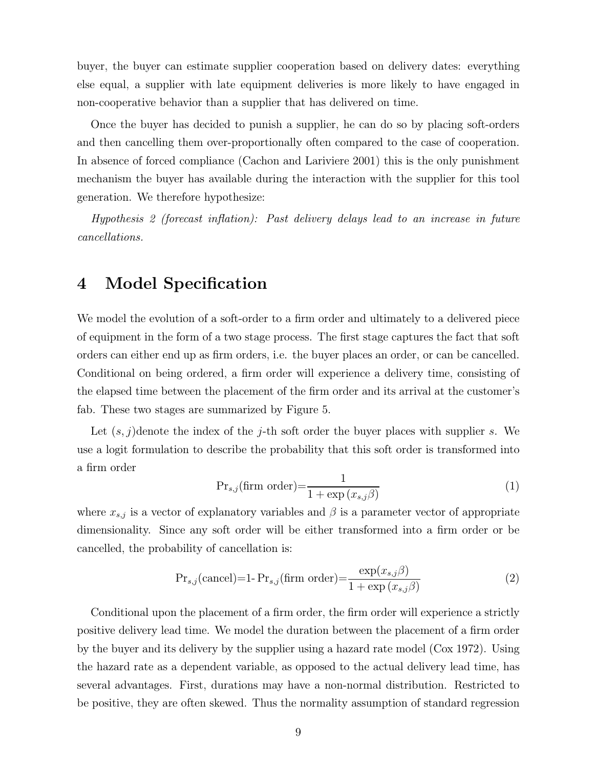buyer, the buyer can estimate supplier cooperation based on delivery dates: everything else equal, a supplier with late equipment deliveries is more likely to have engaged in non-cooperative behavior than a supplier that has delivered on time.

Once the buyer has decided to punish a supplier, he can do so by placing soft-orders and then cancelling them over-proportionally often compared to the case of cooperation. In absence of forced compliance (Cachon and Lariviere 2001) this is the only punishment mechanism the buyer has available during the interaction with the supplier for this tool generation. We therefore hypothesize:

*Hypothesis 2 (forecast inflation): Past delivery delays lead to an increase in future cancellations.*

# 4 Model Specification

We model the evolution of a soft-order to a firm order and ultimately to a delivered piece of equipment in the form of a two stage process. The first stage captures the fact that soft orders can either end up as firm orders, i.e. the buyer places an order, or can be cancelled. Conditional on being ordered, a firm order will experience a delivery time, consisting of the elapsed time between the placement of the firm order and its arrival at the customer's fab. These two stages are summarized by Figure 5.

Let $(s, j)$denote the index of the $j$-th soft order the buyer places with supplier $s$. We use a logit formulation to describe the probability that this soft order is transformed into a firm order

$$\Pr_{s,j}(\text{firm order}) = \frac{1}{1 + \exp\left(x_{s,j}\beta\right)} \tag{1}$$

where $x_{s,j}$ is a vector of explanatory variables and $\beta$ is a parameter vector of appropriate dimensionality. Since any soft order will be either transformed into a firm order or be cancelled, the probability of cancellation is:

$$\Pr_{s,j}(\text{cancel}) = 1\text{-}\Pr_{s,j}(\text{firm order}) = \frac{\exp(x_{s,j}\beta)}{1 + \exp\left(x_{s,j}\beta\right)} \tag{2}$$

Conditional upon the placement of a firm order, the firm order will experience a strictly positive delivery lead time. We model the duration between the placement of a firm order by the buyer and its delivery by the supplier using a hazard rate model (Cox 1972). Using the hazard rate as a dependent variable, as opposed to the actual delivery lead time, has several advantages. First, durations may have a non-normal distribution. Restricted to be positive, they are often skewed. Thus the normality assumption of standard regression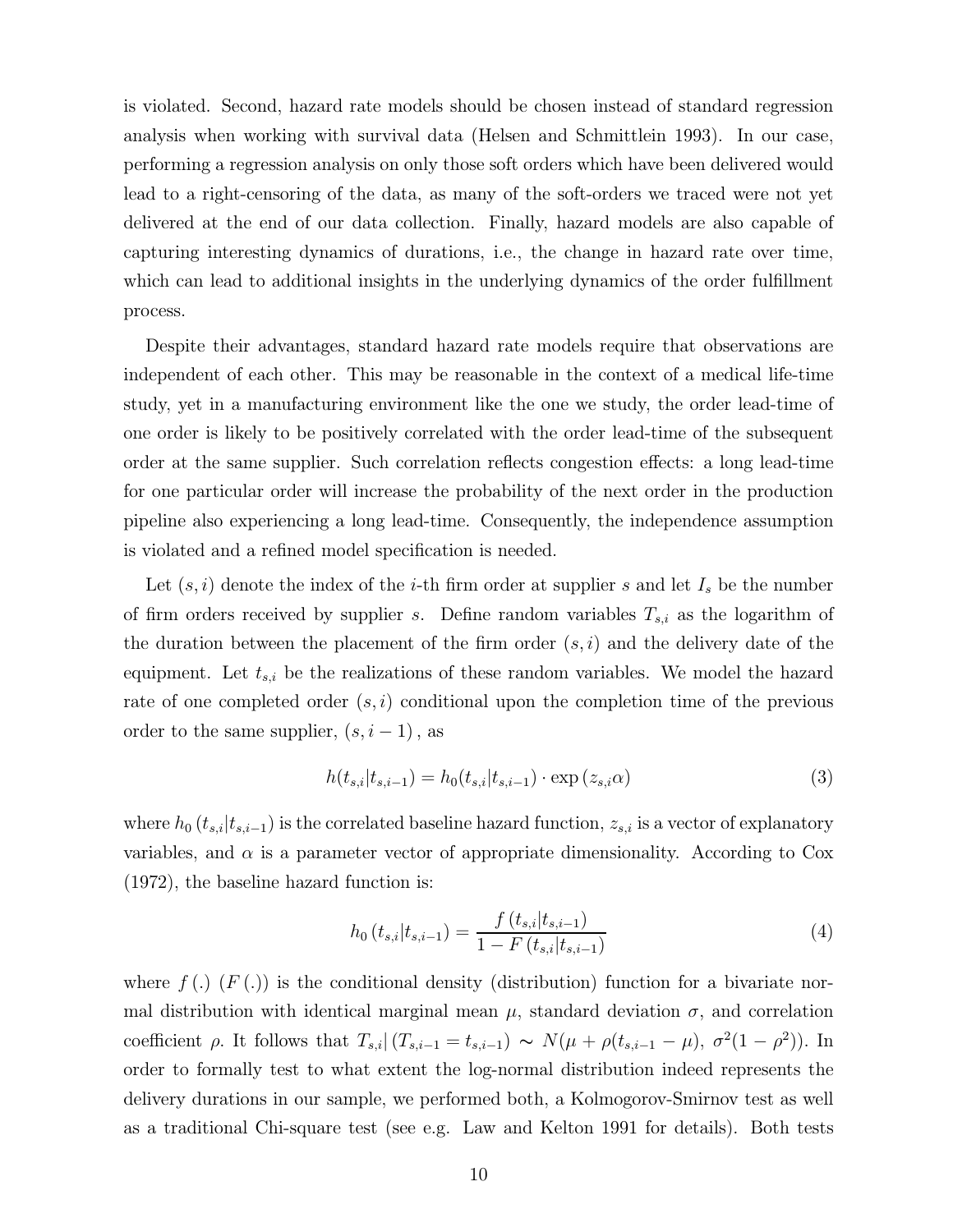is violated. Second, hazard rate models should be chosen instead of standard regression analysis when working with survival data (Helsen and Schmittlein 1993). In our case, performing a regression analysis on only those soft orders which have been delivered would lead to a right-censoring of the data, as many of the soft-orders we traced were not yet delivered at the end of our data collection. Finally, hazard models are also capable of capturing interesting dynamics of durations, i.e., the change in hazard rate over time, which can lead to additional insights in the underlying dynamics of the order fulfillment process.

Despite their advantages, standard hazard rate models require that observations are independent of each other. This may be reasonable in the context of a medical life-time study, yet in a manufacturing environment like the one we study, the order lead-time of one order is likely to be positively correlated with the order lead-time of the subsequent order at the same supplier. Such correlation reflects congestion effects: a long lead-time for one particular order will increase the probability of the next order in the production pipeline also experiencing a long lead-time. Consequently, the independence assumption is violated and a refined model specification is needed.

Let $(s, i)$ denote the index of the $i$-th firm order at supplier $s$ and let $I_s$ be the number of firm orders received by supplier $s$. Define random variables $T_{s,i}$ as the logarithm of the duration between the placement of the firm order $(s, i)$ and the delivery date of the equipment. Let $t_{s,i}$ be the realizations of these random variables. We model the hazard rate of one completed order $(s, i)$ conditional upon the completion time of the previous order to the same supplier, $(s, i-1)$, as

$$h(t_{s,i}|t_{s,i-1}) = h_0(t_{s,i}|t_{s,i-1}) \cdot \exp(z_{s,i}\alpha) \tag{3}$$

where $h_0(t_{s,i}|t_{s,i-1})$ is the correlated baseline hazard function, $z_{s,i}$ is a vector of explanatory variables, and $\alpha$ is a parameter vector of appropriate dimensionality. According to Cox (1972), the baseline hazard function is:

$$h_0(t_{s,i}|t_{s,i-1}) = \frac{f(t_{s,i}|t_{s,i-1})}{1 - F(t_{s,i}|t_{s,i-1})} \tag{4}$$

where $f(.)$ $(F(.))$ is the conditional density (distribution) function for a bivariate normal distribution with identical marginal mean $\mu$, standard deviation $\sigma$, and correlation coefficient $\rho$. It follows that $T_{s,i}|(T_{s,i-1} = t_{s,i-1}) \sim N(\mu + \rho(t_{s,i-1} - \mu),\ \sigma^2(1 - \rho^2))$. In order to formally test to what extent the log-normal distribution indeed represents the delivery durations in our sample, we performed both, a Kolmogorov-Smirnov test as well as a traditional Chi-square test (see e.g. Law and Kelton 1991 for details). Both tests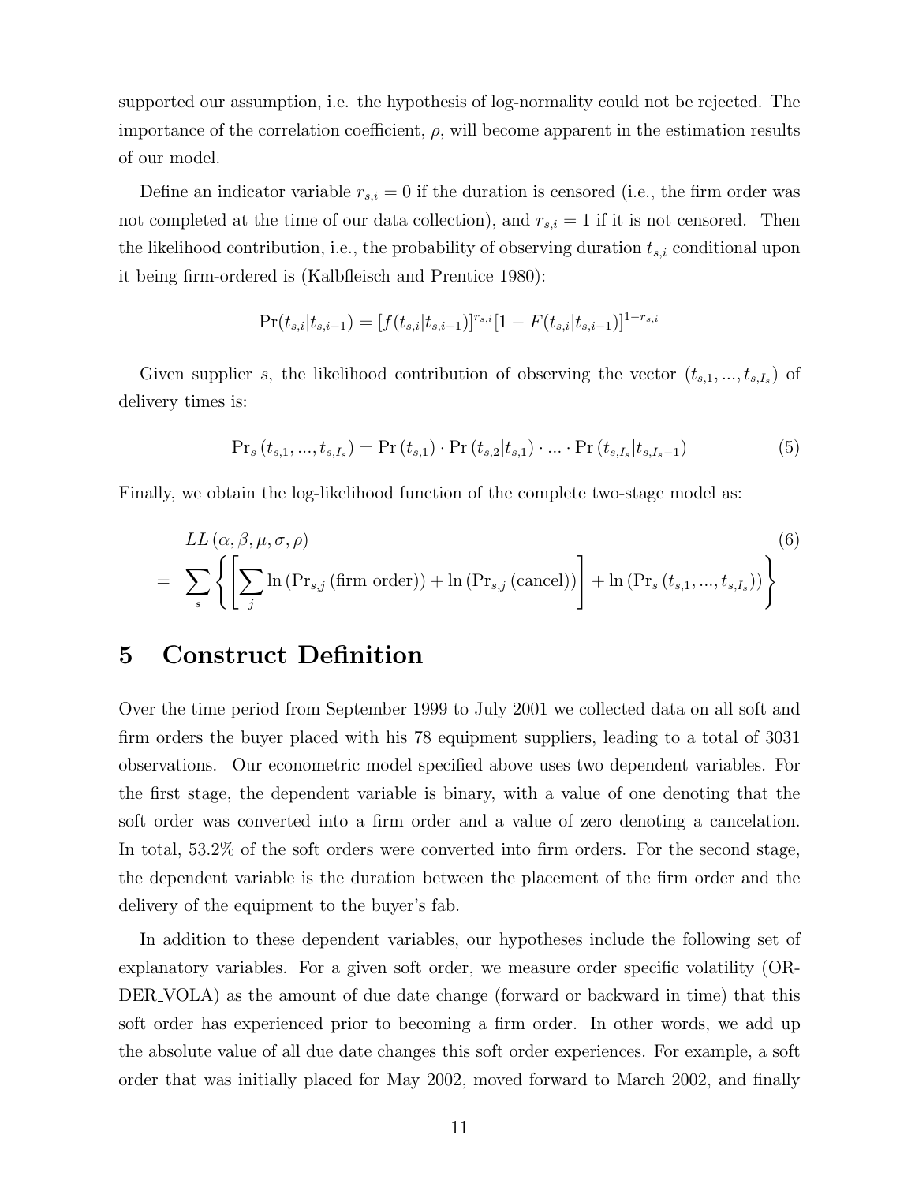supported our assumption, i.e. the hypothesis of log-normality could not be rejected. The importance of the correlation coefficient, $\rho$, will become apparent in the estimation results of our model.

Define an indicator variable $r_{s,i} = 0$ if the duration is censored (i.e., the firm order was not completed at the time of our data collection), and $r_{s,i} = 1$ if it is not censored. Then the likelihood contribution, i.e., the probability of observing duration $t_{s,i}$ conditional upon it being firm-ordered is (Kalbfleisch and Prentice 1980):

$$\Pr(t_{s,i}|t_{s,i-1}) = [f(t_{s,i}|t_{s,i-1})]^{r_{s,i}}[1 - F(t_{s,i}|t_{s,i-1})]^{1-r_{s,i}}$$

Given supplier $s$, the likelihood contribution of observing the vector $(t_{s,1}, ..., t_{s,I_s})$ of delivery times is:

$$\Pr_s(t_{s,1}, ..., t_{s,I_s}) = \Pr(t_{s,1}) \cdot \Pr(t_{s,2}|t_{s,1}) \cdot ... \cdot \Pr(t_{s,I_s}|t_{s,I_s-1}) \tag{5}$$

Finally, we obtain the log-likelihood function of the complete two-stage model as:

$$LL(\alpha, \beta, \mu, \sigma, \rho) \tag{6}$$
$$= \sum_s \left\{ \left[ \sum_j \ln(\Pr_{s,j}(\text{firm order})) + \ln(\Pr_{s,j}(\text{cancel})) \right] + \ln(\Pr_s(t_{s,1}, ..., t_{s,I_s})) \right\}$$

# 5 Construct Definition

Over the time period from September 1999 to July 2001 we collected data on all soft and firm orders the buyer placed with his 78 equipment suppliers, leading to a total of 3031 observations. Our econometric model specified above uses two dependent variables. For the first stage, the dependent variable is binary, with a value of one denoting that the soft order was converted into a firm order and a value of zero denoting a cancelation. In total, 53.2% of the soft orders were converted into firm orders. For the second stage, the dependent variable is the duration between the placement of the firm order and the delivery of the equipment to the buyer's fab.

In addition to these dependent variables, our hypotheses include the following set of explanatory variables. For a given soft order, we measure order specific volatility (ORDER_VOLA) as the amount of due date change (forward or backward in time) that this soft order has experienced prior to becoming a firm order. In other words, we add up the absolute value of all due date changes this soft order experiences. For example, a soft order that was initially placed for May 2002, moved forward to March 2002, and finally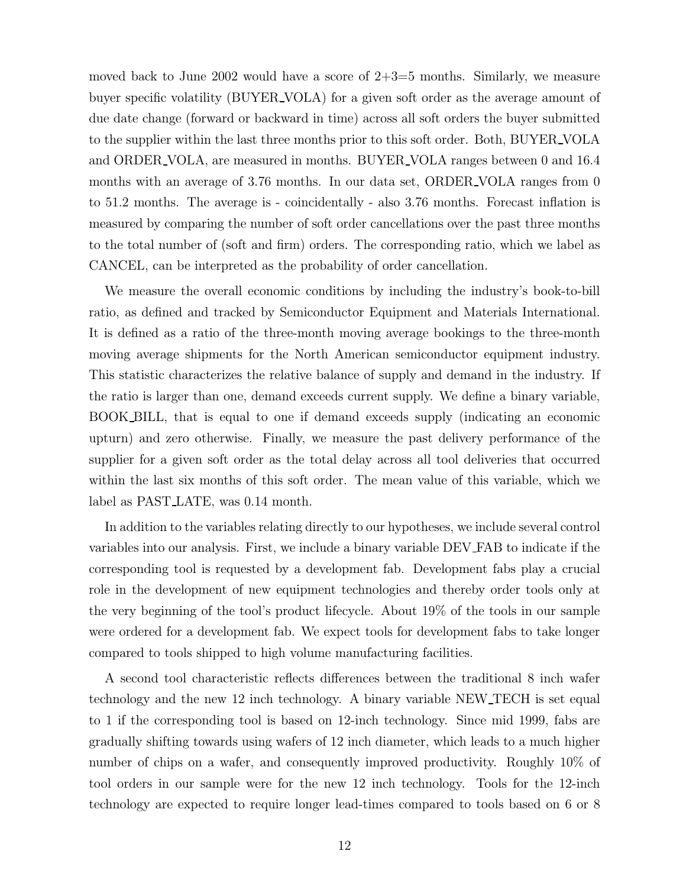moved back to June 2002 would have a score of 2+3=5 months. Similarly, we measure buyer specific volatility (BUYER_VOLA) for a given soft order as the average amount of due date change (forward or backward in time) across all soft orders the buyer submitted to the supplier within the last three months prior to this soft order. Both, BUYER_VOLA and ORDER_VOLA, are measured in months. BUYER_VOLA ranges between 0 and 16.4 months with an average of 3.76 months. In our data set, ORDER_VOLA ranges from 0 to 51.2 months. The average is - coincidentally - also 3.76 months. Forecast inflation is measured by comparing the number of soft order cancellations over the past three months to the total number of (soft and firm) orders. The corresponding ratio, which we label as CANCEL, can be interpreted as the probability of order cancellation.

We measure the overall economic conditions by including the industry's book-to-bill ratio, as defined and tracked by Semiconductor Equipment and Materials International. It is defined as a ratio of the three-month moving average bookings to the three-month moving average shipments for the North American semiconductor equipment industry. This statistic characterizes the relative balance of supply and demand in the industry. If the ratio is larger than one, demand exceeds current supply. We define a binary variable, BOOK_BILL, that is equal to one if demand exceeds supply (indicating an economic upturn) and zero otherwise. Finally, we measure the past delivery performance of the supplier for a given soft order as the total delay across all tool deliveries that occurred within the last six months of this soft order. The mean value of this variable, which we label as PAST_LATE, was 0.14 month.

In addition to the variables relating directly to our hypotheses, we include several control variables into our analysis. First, we include a binary variable DEV_FAB to indicate if the corresponding tool is requested by a development fab. Development fabs play a crucial role in the development of new equipment technologies and thereby order tools only at the very beginning of the tool's product lifecycle. About 19% of the tools in our sample were ordered for a development fab. We expect tools for development fabs to take longer compared to tools shipped to high volume manufacturing facilities.

A second tool characteristic reflects differences between the traditional 8 inch wafer technology and the new 12 inch technology. A binary variable NEW_TECH is set equal to 1 if the corresponding tool is based on 12-inch technology. Since mid 1999, fabs are gradually shifting towards using wafers of 12 inch diameter, which leads to a much higher number of chips on a wafer, and consequently improved productivity. Roughly 10% of tool orders in our sample were for the new 12 inch technology. Tools for the 12-inch technology are expected to require longer lead-times compared to tools based on 6 or 8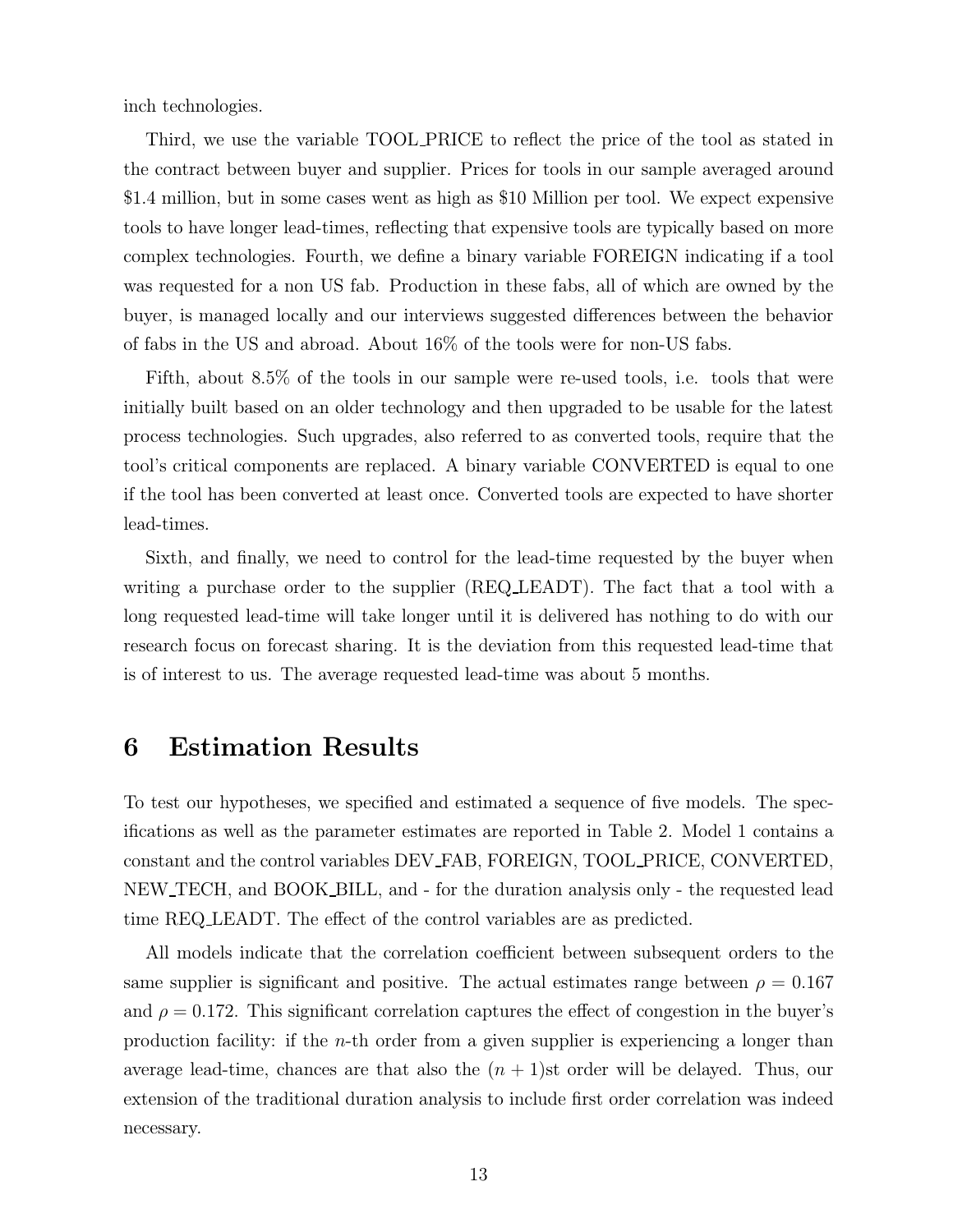inch technologies.

Third, we use the variable TOOL_PRICE to reflect the price of the tool as stated in the contract between buyer and supplier. Prices for tools in our sample averaged around \$1.4 million, but in some cases went as high as \$10 Million per tool. We expect expensive tools to have longer lead-times, reflecting that expensive tools are typically based on more complex technologies. Fourth, we define a binary variable FOREIGN indicating if a tool was requested for a non US fab. Production in these fabs, all of which are owned by the buyer, is managed locally and our interviews suggested differences between the behavior of fabs in the US and abroad. About 16% of the tools were for non-US fabs.

Fifth, about 8.5% of the tools in our sample were re-used tools, i.e. tools that were initially built based on an older technology and then upgraded to be usable for the latest process technologies. Such upgrades, also referred to as converted tools, require that the tool's critical components are replaced. A binary variable CONVERTED is equal to one if the tool has been converted at least once. Converted tools are expected to have shorter lead-times.

Sixth, and finally, we need to control for the lead-time requested by the buyer when writing a purchase order to the supplier (REQ_LEADT). The fact that a tool with a long requested lead-time will take longer until it is delivered has nothing to do with our research focus on forecast sharing. It is the deviation from this requested lead-time that is of interest to us. The average requested lead-time was about 5 months.

# 6 Estimation Results

To test our hypotheses, we specified and estimated a sequence of five models. The specifications as well as the parameter estimates are reported in Table 2. Model 1 contains a constant and the control variables DEV_FAB, FOREIGN, TOOL_PRICE, CONVERTED, NEW_TECH, and BOOK_BILL, and - for the duration analysis only - the requested lead time REQ_LEADT. The effect of the control variables are as predicted.

All models indicate that the correlation coefficient between subsequent orders to the same supplier is significant and positive. The actual estimates range between $\rho = 0.167$ and $\rho = 0.172$. This significant correlation captures the effect of congestion in the buyer's production facility: if the $n$-th order from a given supplier is experiencing a longer than average lead-time, chances are that also the $(n + 1)$st order will be delayed. Thus, our extension of the traditional duration analysis to include first order correlation was indeed necessary.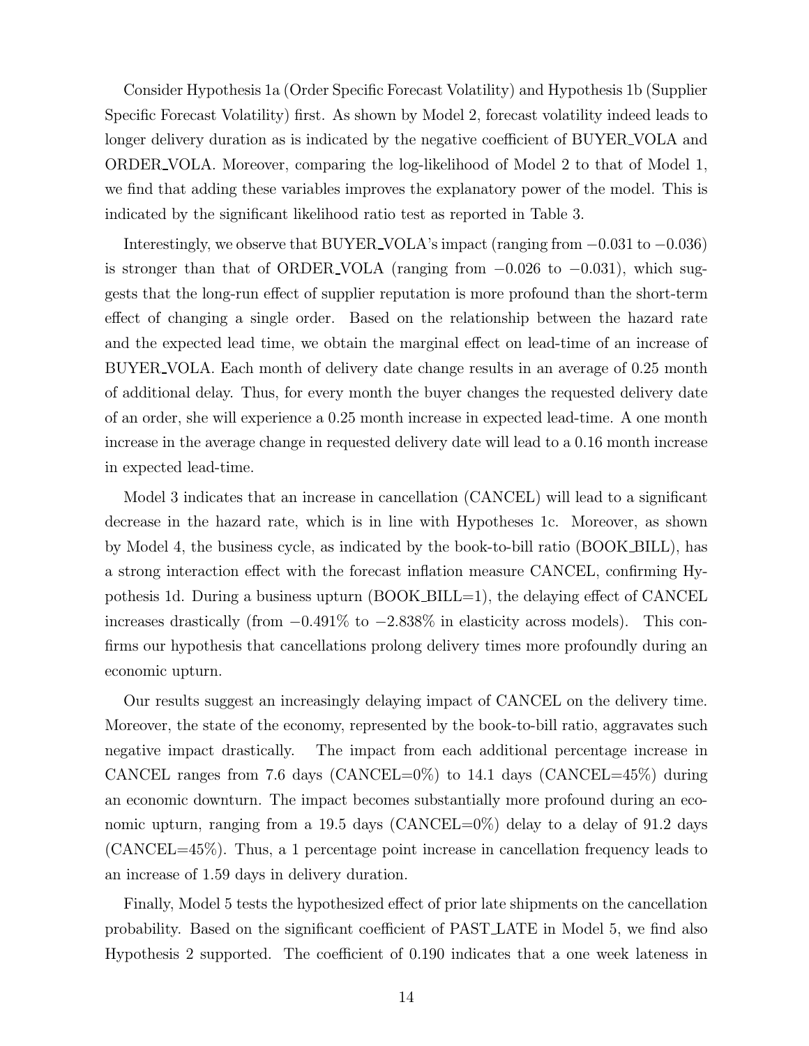Consider Hypothesis 1a (Order Specific Forecast Volatility) and Hypothesis 1b (Supplier Specific Forecast Volatility) first. As shown by Model 2, forecast volatility indeed leads to longer delivery duration as is indicated by the negative coefficient of BUYER_VOLA and ORDER_VOLA. Moreover, comparing the log-likelihood of Model 2 to that of Model 1, we find that adding these variables improves the explanatory power of the model. This is indicated by the significant likelihood ratio test as reported in Table 3.

Interestingly, we observe that BUYER_VOLA's impact (ranging from $-0.031$ to $-0.036$) is stronger than that of ORDER_VOLA (ranging from $-0.026$ to $-0.031$), which suggests that the long-run effect of supplier reputation is more profound than the short-term effect of changing a single order. Based on the relationship between the hazard rate and the expected lead time, we obtain the marginal effect on lead-time of an increase of BUYER_VOLA. Each month of delivery date change results in an average of 0.25 month of additional delay. Thus, for every month the buyer changes the requested delivery date of an order, she will experience a 0.25 month increase in expected lead-time. A one month increase in the average change in requested delivery date will lead to a 0.16 month increase in expected lead-time.

Model 3 indicates that an increase in cancellation (CANCEL) will lead to a significant decrease in the hazard rate, which is in line with Hypotheses 1c. Moreover, as shown by Model 4, the business cycle, as indicated by the book-to-bill ratio (BOOK_BILL), has a strong interaction effect with the forecast inflation measure CANCEL, confirming Hypothesis 1d. During a business upturn (BOOK_BILL=1), the delaying effect of CANCEL increases drastically (from $-0.491\%$ to $-2.838\%$ in elasticity across models). This confirms our hypothesis that cancellations prolong delivery times more profoundly during an economic upturn.

Our results suggest an increasingly delaying impact of CANCEL on the delivery time. Moreover, the state of the economy, represented by the book-to-bill ratio, aggravates such negative impact drastically. The impact from each additional percentage increase in CANCEL ranges from 7.6 days (CANCEL=0%) to 14.1 days (CANCEL=45%) during an economic downturn. The impact becomes substantially more profound during an economic upturn, ranging from a 19.5 days (CANCEL=0%) delay to a delay of 91.2 days (CANCEL=45%). Thus, a 1 percentage point increase in cancellation frequency leads to an increase of 1.59 days in delivery duration.

Finally, Model 5 tests the hypothesized effect of prior late shipments on the cancellation probability. Based on the significant coefficient of PAST_LATE in Model 5, we find also Hypothesis 2 supported. The coefficient of 0.190 indicates that a one week lateness in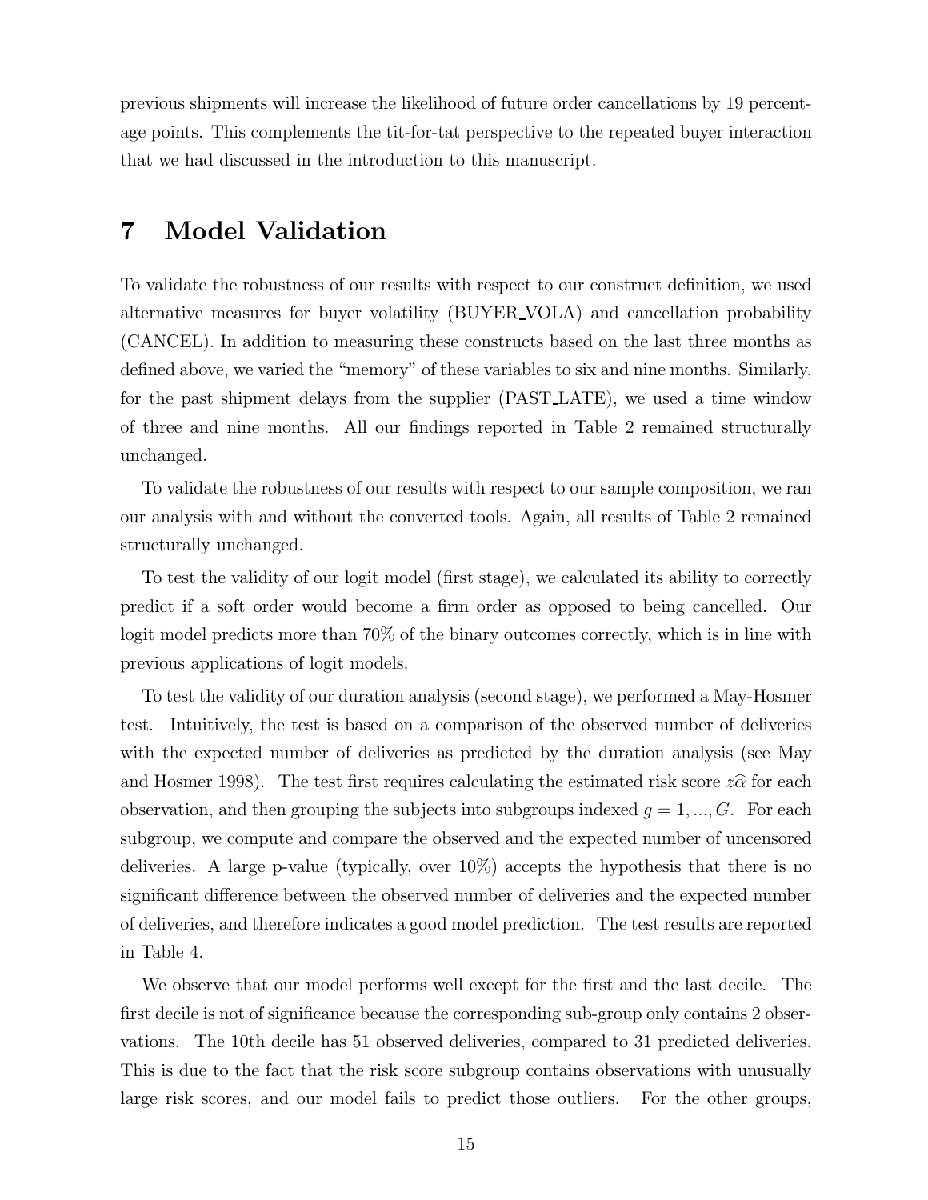previous shipments will increase the likelihood of future order cancellations by 19 percentage points. This complements the tit-for-tat perspective to the repeated buyer interaction that we had discussed in the introduction to this manuscript.

# 7 Model Validation

To validate the robustness of our results with respect to our construct definition, we used alternative measures for buyer volatility (BUYER_VOLA) and cancellation probability (CANCEL). In addition to measuring these constructs based on the last three months as defined above, we varied the "memory" of these variables to six and nine months. Similarly, for the past shipment delays from the supplier (PAST_LATE), we used a time window of three and nine months. All our findings reported in Table 2 remained structurally unchanged.

To validate the robustness of our results with respect to our sample composition, we ran our analysis with and without the converted tools. Again, all results of Table 2 remained structurally unchanged.

To test the validity of our logit model (first stage), we calculated its ability to correctly predict if a soft order would become a firm order as opposed to being cancelled. Our logit model predicts more than 70% of the binary outcomes correctly, which is in line with previous applications of logit models.

To test the validity of our duration analysis (second stage), we performed a May-Hosmer test. Intuitively, the test is based on a comparison of the observed number of deliveries with the expected number of deliveries as predicted by the duration analysis (see May and Hosmer 1998). The test first requires calculating the estimated risk score $z\widehat{\alpha}$ for each observation, and then grouping the subjects into subgroups indexed $g = 1, ..., G$. For each subgroup, we compute and compare the observed and the expected number of uncensored deliveries. A large p-value (typically, over 10%) accepts the hypothesis that there is no significant difference between the observed number of deliveries and the expected number of deliveries, and therefore indicates a good model prediction. The test results are reported in Table 4.

We observe that our model performs well except for the first and the last decile. The first decile is not of significance because the corresponding sub-group only contains 2 observations. The 10th decile has 51 observed deliveries, compared to 31 predicted deliveries. This is due to the fact that the risk score subgroup contains observations with unusually large risk scores, and our model fails to predict those outliers. For the other groups,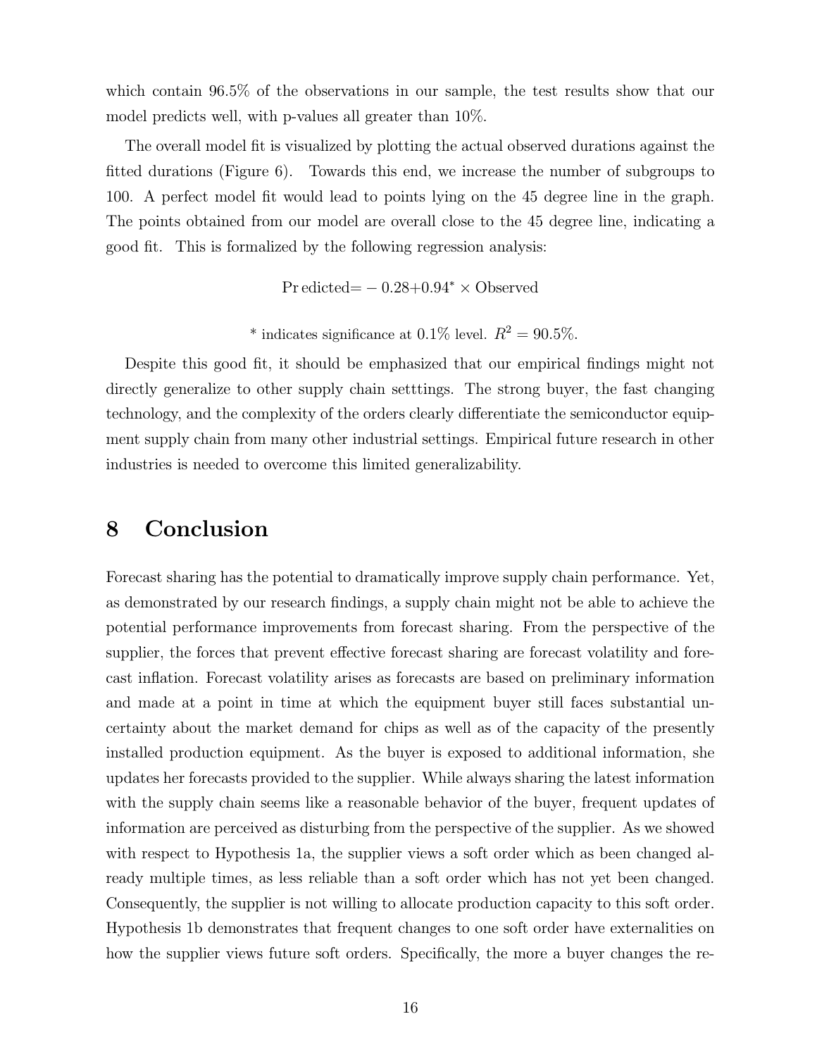which contain 96.5% of the observations in our sample, the test results show that our model predicts well, with p-values all greater than 10%.

The overall model fit is visualized by plotting the actual observed durations against the fitted durations (Figure 6). Towards this end, we increase the number of subgroups to 100. A perfect model fit would lead to points lying on the 45 degree line in the graph. The points obtained from our model are overall close to the 45 degree line, indicating a good fit. This is formalized by the following regression analysis:

$$\text{Pr edicted} = -0.28 + 0.94^{*} \times \text{Observed}$$

\* indicates significance at 0.1% level. $R^2 = 90.5\%$.

Despite this good fit, it should be emphasized that our empirical findings might not directly generalize to other supply chain setttings. The strong buyer, the fast changing technology, and the complexity of the orders clearly differentiate the semiconductor equipment supply chain from many other industrial settings. Empirical future research in other industries is needed to overcome this limited generalizability.

# 8 Conclusion

Forecast sharing has the potential to dramatically improve supply chain performance. Yet, as demonstrated by our research findings, a supply chain might not be able to achieve the potential performance improvements from forecast sharing. From the perspective of the supplier, the forces that prevent effective forecast sharing are forecast volatility and forecast inflation. Forecast volatility arises as forecasts are based on preliminary information and made at a point in time at which the equipment buyer still faces substantial uncertainty about the market demand for chips as well as of the capacity of the presently installed production equipment. As the buyer is exposed to additional information, she updates her forecasts provided to the supplier. While always sharing the latest information with the supply chain seems like a reasonable behavior of the buyer, frequent updates of information are perceived as disturbing from the perspective of the supplier. As we showed with respect to Hypothesis 1a, the supplier views a soft order which as been changed already multiple times, as less reliable than a soft order which has not yet been changed. Consequently, the supplier is not willing to allocate production capacity to this soft order. Hypothesis 1b demonstrates that frequent changes to one soft order have externalities on how the supplier views future soft orders. Specifically, the more a buyer changes the re-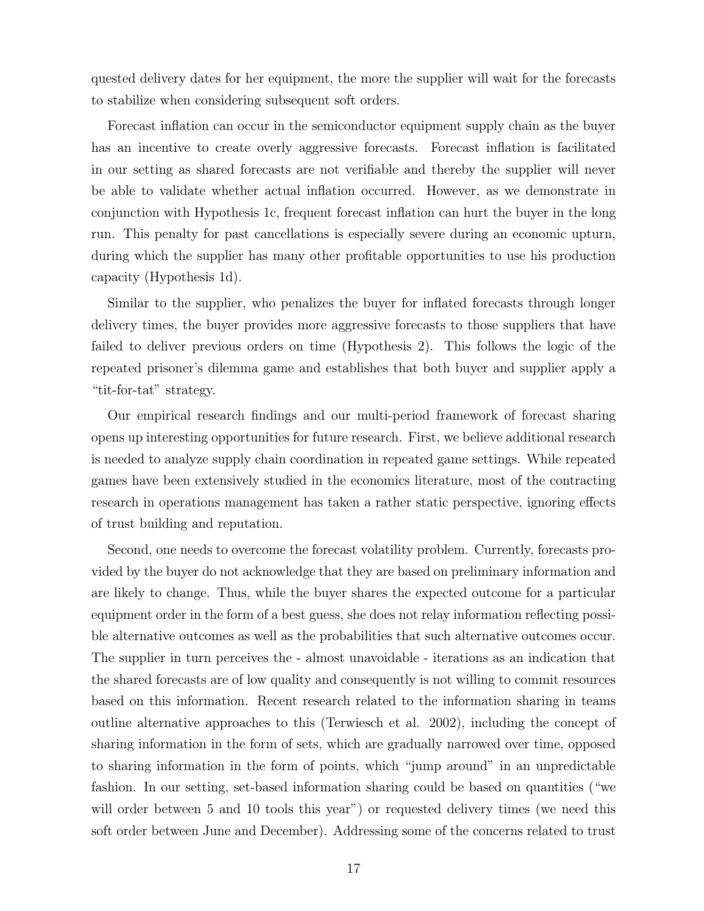quested delivery dates for her equipment, the more the supplier will wait for the forecasts to stabilize when considering subsequent soft orders.

Forecast inflation can occur in the semiconductor equipment supply chain as the buyer has an incentive to create overly aggressive forecasts. Forecast inflation is facilitated in our setting as shared forecasts are not verifiable and thereby the supplier will never be able to validate whether actual inflation occurred. However, as we demonstrate in conjunction with Hypothesis 1c, frequent forecast inflation can hurt the buyer in the long run. This penalty for past cancellations is especially severe during an economic upturn, during which the supplier has many other profitable opportunities to use his production capacity (Hypothesis 1d).

Similar to the supplier, who penalizes the buyer for inflated forecasts through longer delivery times, the buyer provides more aggressive forecasts to those suppliers that have failed to deliver previous orders on time (Hypothesis 2). This follows the logic of the repeated prisoner's dilemma game and establishes that both buyer and supplier apply a "tit-for-tat" strategy.

Our empirical research findings and our multi-period framework of forecast sharing opens up interesting opportunities for future research. First, we believe additional research is needed to analyze supply chain coordination in repeated game settings. While repeated games have been extensively studied in the economics literature, most of the contracting research in operations management has taken a rather static perspective, ignoring effects of trust building and reputation.

Second, one needs to overcome the forecast volatility problem. Currently, forecasts provided by the buyer do not acknowledge that they are based on preliminary information and are likely to change. Thus, while the buyer shares the expected outcome for a particular equipment order in the form of a best guess, she does not relay information reflecting possible alternative outcomes as well as the probabilities that such alternative outcomes occur. The supplier in turn perceives the - almost unavoidable - iterations as an indication that the shared forecasts are of low quality and consequently is not willing to commit resources based on this information. Recent research related to the information sharing in teams outline alternative approaches to this (Terwiesch et al. 2002), including the concept of sharing information in the form of sets, which are gradually narrowed over time, opposed to sharing information in the form of points, which "jump around" in an unpredictable fashion. In our setting, set-based information sharing could be based on quantities ("we will order between 5 and 10 tools this year") or requested delivery times (we need this soft order between June and December). Addressing some of the concerns related to trust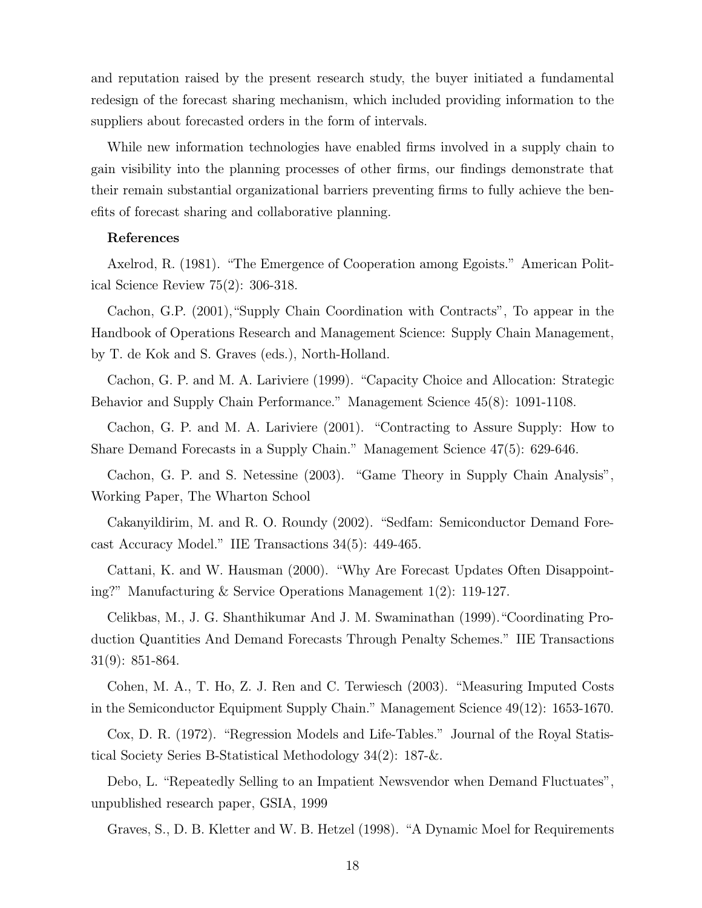and reputation raised by the present research study, the buyer initiated a fundamental redesign of the forecast sharing mechanism, which included providing information to the suppliers about forecasted orders in the form of intervals.

While new information technologies have enabled firms involved in a supply chain to gain visibility into the planning processes of other firms, our findings demonstrate that their remain substantial organizational barriers preventing firms to fully achieve the benefits of forecast sharing and collaborative planning.

**References**

Axelrod, R. (1981). "The Emergence of Cooperation among Egoists." American Political Science Review 75(2): 306-318.

Cachon, G.P. (2001),"Supply Chain Coordination with Contracts", To appear in the Handbook of Operations Research and Management Science: Supply Chain Management, by T. de Kok and S. Graves (eds.), North-Holland.

Cachon, G. P. and M. A. Lariviere (1999). "Capacity Choice and Allocation: Strategic Behavior and Supply Chain Performance." Management Science 45(8): 1091-1108.

Cachon, G. P. and M. A. Lariviere (2001). "Contracting to Assure Supply: How to Share Demand Forecasts in a Supply Chain." Management Science 47(5): 629-646.

Cachon, G. P. and S. Netessine (2003). "Game Theory in Supply Chain Analysis", Working Paper, The Wharton School

Cakanyildirim, M. and R. O. Roundy (2002). "Sedfam: Semiconductor Demand Forecast Accuracy Model." IIE Transactions 34(5): 449-465.

Cattani, K. and W. Hausman (2000). "Why Are Forecast Updates Often Disappointing?" Manufacturing & Service Operations Management 1(2): 119-127.

Celikbas, M., J. G. Shanthikumar And J. M. Swaminathan (1999)."Coordinating Production Quantities And Demand Forecasts Through Penalty Schemes." IIE Transactions 31(9): 851-864.

Cohen, M. A., T. Ho, Z. J. Ren and C. Terwiesch (2003). "Measuring Imputed Costs in the Semiconductor Equipment Supply Chain." Management Science 49(12): 1653-1670.

Cox, D. R. (1972). "Regression Models and Life-Tables." Journal of the Royal Statistical Society Series B-Statistical Methodology 34(2): 187-&.

Debo, L. "Repeatedly Selling to an Impatient Newsvendor when Demand Fluctuates", unpublished research paper, GSIA, 1999

Graves, S., D. B. Kletter and W. B. Hetzel (1998). "A Dynamic Moel for Requirements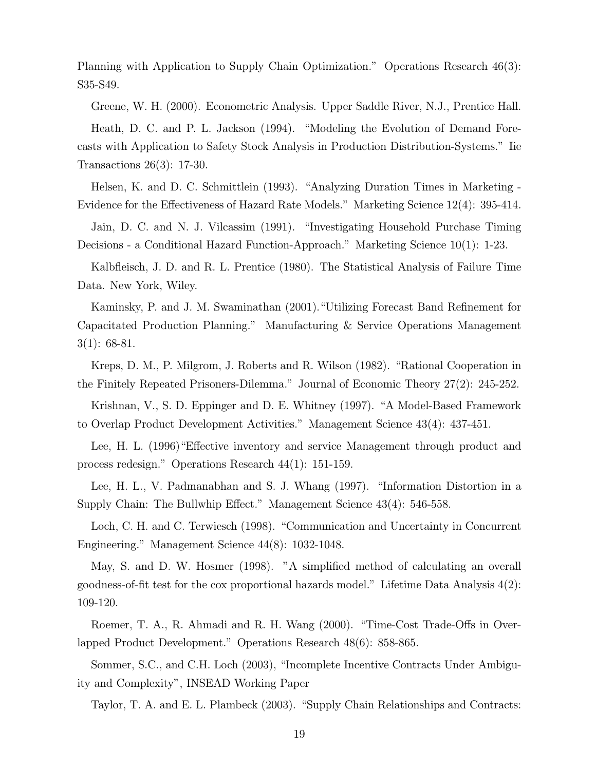Planning with Application to Supply Chain Optimization." Operations Research 46(3): S35-S49.

Greene, W. H. (2000). Econometric Analysis. Upper Saddle River, N.J., Prentice Hall.

Heath, D. C. and P. L. Jackson (1994). "Modeling the Evolution of Demand Forecasts with Application to Safety Stock Analysis in Production Distribution-Systems." Iie Transactions 26(3): 17-30.

Helsen, K. and D. C. Schmittlein (1993). "Analyzing Duration Times in Marketing - Evidence for the Effectiveness of Hazard Rate Models." Marketing Science 12(4): 395-414.

Jain, D. C. and N. J. Vilcassim (1991). "Investigating Household Purchase Timing Decisions - a Conditional Hazard Function-Approach." Marketing Science 10(1): 1-23.

Kalbfleisch, J. D. and R. L. Prentice (1980). The Statistical Analysis of Failure Time Data. New York, Wiley.

Kaminsky, P. and J. M. Swaminathan (2001). "Utilizing Forecast Band Refinement for Capacitated Production Planning." Manufacturing & Service Operations Management 3(1): 68-81.

Kreps, D. M., P. Milgrom, J. Roberts and R. Wilson (1982). "Rational Cooperation in the Finitely Repeated Prisoners-Dilemma." Journal of Economic Theory 27(2): 245-252.

Krishnan, V., S. D. Eppinger and D. E. Whitney (1997). "A Model-Based Framework to Overlap Product Development Activities." Management Science 43(4): 437-451.

Lee, H. L. (1996) "Effective inventory and service Management through product and process redesign." Operations Research 44(1): 151-159.

Lee, H. L., V. Padmanabhan and S. J. Whang (1997). "Information Distortion in a Supply Chain: The Bullwhip Effect." Management Science 43(4): 546-558.

Loch, C. H. and C. Terwiesch (1998). "Communication and Uncertainty in Concurrent Engineering." Management Science 44(8): 1032-1048.

May, S. and D. W. Hosmer (1998). "A simplified method of calculating an overall goodness-of-fit test for the cox proportional hazards model." Lifetime Data Analysis 4(2): 109-120.

Roemer, T. A., R. Ahmadi and R. H. Wang (2000). "Time-Cost Trade-Offs in Overlapped Product Development." Operations Research 48(6): 858-865.

Sommer, S.C., and C.H. Loch (2003), "Incomplete Incentive Contracts Under Ambiguity and Complexity", INSEAD Working Paper

Taylor, T. A. and E. L. Plambeck (2003). "Supply Chain Relationships and Contracts: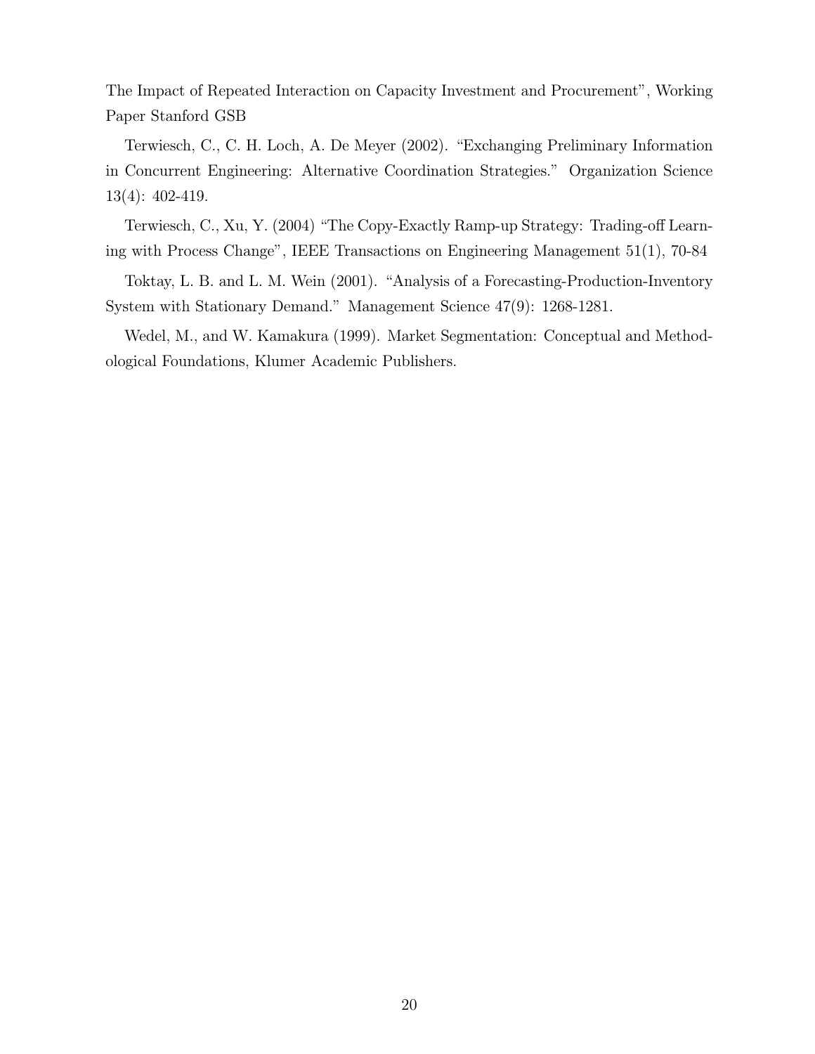The Impact of Repeated Interaction on Capacity Investment and Procurement", Working Paper Stanford GSB

Terwiesch, C., C. H. Loch, A. De Meyer (2002). "Exchanging Preliminary Information in Concurrent Engineering: Alternative Coordination Strategies." Organization Science 13(4): 402-419.

Terwiesch, C., Xu, Y. (2004) "The Copy-Exactly Ramp-up Strategy: Trading-off Learning with Process Change", IEEE Transactions on Engineering Management 51(1), 70-84

Toktay, L. B. and L. M. Wein (2001). "Analysis of a Forecasting-Production-Inventory System with Stationary Demand." Management Science 47(9): 1268-1281.

Wedel, M., and W. Kamakura (1999). Market Segmentation: Conceptual and Methodological Foundations, Klumer Academic Publishers.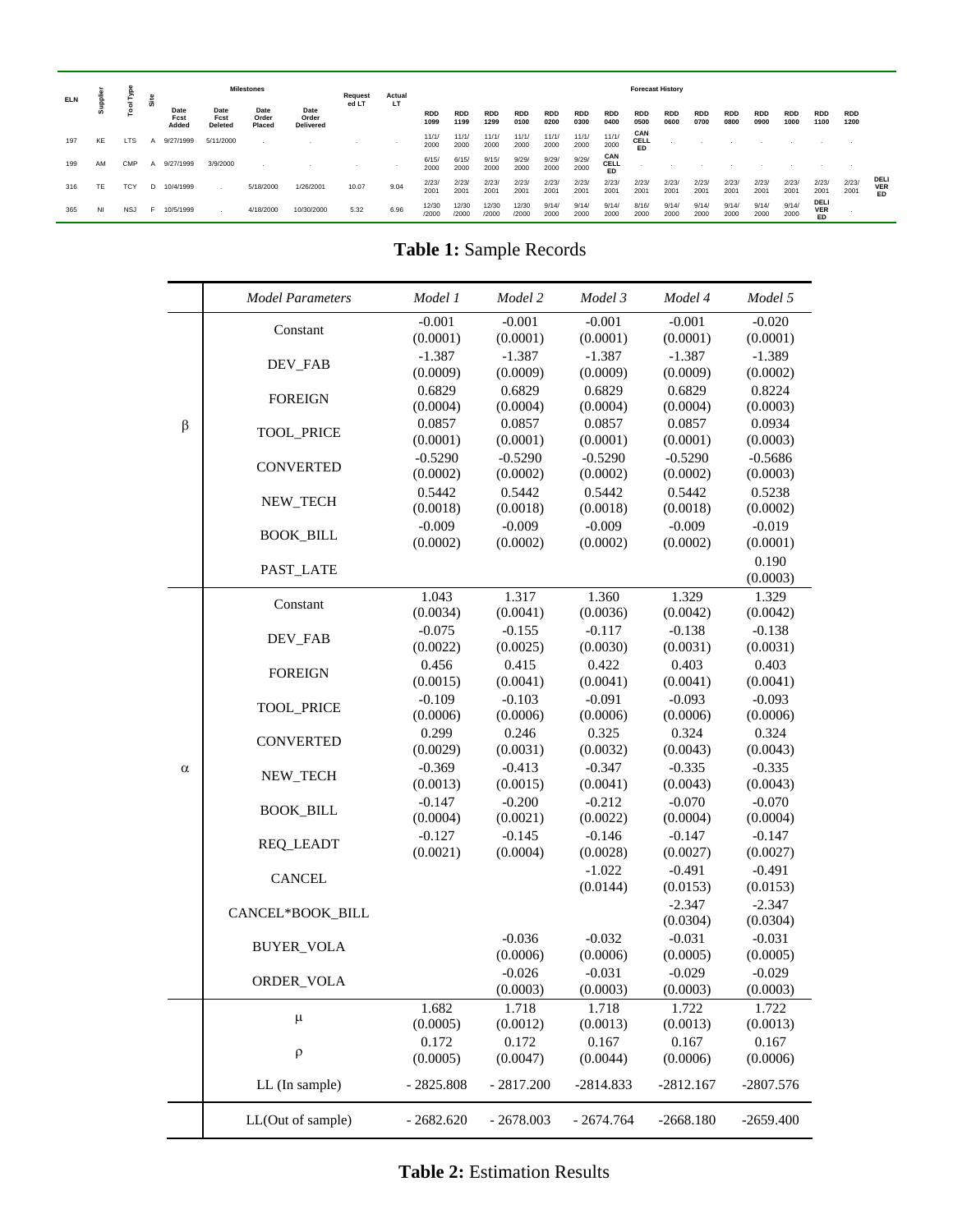| ELN | Supplier | Tool Type | Site | Milestones | | | | Requested LT | Actual LT | Forecast History | | | | | | | | | | | | | | | |
|---|---|---|---|---|---|---|---|---|---|---|---|---|---|---|---|---|---|---|---|---|---|---|---|---|---|
| | | | | Date Fcst Added | Date Fcst Deleted | Date Order Placed | Date Order Delivered | | | RDD 1099 | RDD 1199 | RDD 1299 | RDD 0100 | RDD 0200 | RDD 0300 | RDD 0400 | RDD 0500 | RDD 0600 | RDD 0700 | RDD 0800 | RDD 0900 | RDD 1000 | RDD 1100 | RDD 1200 | |
| 197 | KE | LTS | A | 9/27/1999 | 5/11/2000 | . | . | . | . | 11/1/2000 | 11/1/2000 | 11/1/2000 | 11/1/2000 | 11/1/2000 | 11/1/2000 | 11/1/2000 | CANCELLED | . | . | . | . | . | . | . | |
| 199 | AM | CMP | A | 9/27/1999 | 3/9/2000 | . | . | . | . | 6/15/2000 | 6/15/2000 | 9/15/2000 | 9/29/2000 | 9/29/2000 | 9/29/2000 | CANCELLED | . | . | . | . | . | . | . | . | |
| 316 | TE | TCY | D | 10/4/1999 | . | 5/18/2000 | 1/26/2001 | 10.07 | 9.04 | 2/23/2001 | 2/23/2001 | 2/23/2001 | 2/23/2001 | 2/23/2001 | 2/23/2001 | 2/23/2001 | 2/23/2001 | 2/23/2001 | 2/23/2001 | 2/23/2001 | 2/23/2001 | 2/23/2001 | 2/23/2001 | 2/23/2001 | DELIVERED |
| 365 | NI | NSJ | F | 10/5/1999 | . | 4/18/2000 | 10/30/2000 | 5.32 | 6.96 | 12/30/2000 | 12/30/2000 | 12/30/2000 | 12/30/2000 | 9/14/2000 | 9/14/2000 | 9/14/2000 | 8/16/2000 | 9/14/2000 | 9/14/2000 | 9/14/2000 | 9/14/2000 | 9/14/2000 | DELIVERED | . | |

**Table 1:** Sample Records

| | *Model Parameters* | *Model 1* | *Model 2* | *Model 3* | *Model 4* | *Model 5* |
|---|---|---|---|---|---|---|
| $\beta$ | Constant | -0.001 (0.0001) | -0.001 (0.0001) | -0.001 (0.0001) | -0.001 (0.0001) | -0.020 (0.0001) |
| | DEV_FAB | -1.387 (0.0009) | -1.387 (0.0009) | -1.387 (0.0009) | -1.387 (0.0009) | -1.389 (0.0002) |
| | FOREIGN | 0.6829 (0.0004) | 0.6829 (0.0004) | 0.6829 (0.0004) | 0.6829 (0.0004) | 0.8224 (0.0003) |
| | TOOL_PRICE | 0.0857 (0.0001) | 0.0857 (0.0001) | 0.0857 (0.0001) | 0.0857 (0.0001) | 0.0934 (0.0003) |
| | CONVERTED | -0.5290 (0.0002) | -0.5290 (0.0002) | -0.5290 (0.0002) | -0.5290 (0.0002) | -0.5686 (0.0003) |
| | NEW_TECH | 0.5442 (0.0018) | 0.5442 (0.0018) | 0.5442 (0.0018) | 0.5442 (0.0018) | 0.5238 (0.0002) |
| | BOOK_BILL | -0.009 (0.0002) | -0.009 (0.0002) | -0.009 (0.0002) | -0.009 (0.0002) | -0.019 (0.0001) |
| | PAST_LATE | | | | | 0.190 (0.0003) |
| $\alpha$ | Constant | 1.043 (0.0034) | 1.317 (0.0041) | 1.360 (0.0036) | 1.329 (0.0042) | 1.329 (0.0042) |
| | DEV_FAB | -0.075 (0.0022) | -0.155 (0.0025) | -0.117 (0.0030) | -0.138 (0.0031) | -0.138 (0.0031) |
| | FOREIGN | 0.456 (0.0015) | 0.415 (0.0041) | 0.422 (0.0041) | 0.403 (0.0041) | 0.403 (0.0041) |
| | TOOL_PRICE | -0.109 (0.0006) | -0.103 (0.0006) | -0.091 (0.0006) | -0.093 (0.0006) | -0.093 (0.0006) |
| | CONVERTED | 0.299 (0.0029) | 0.246 (0.0031) | 0.325 (0.0032) | 0.324 (0.0043) | 0.324 (0.0043) |
| | NEW_TECH | -0.369 (0.0013) | -0.413 (0.0015) | -0.347 (0.0041) | -0.335 (0.0043) | -0.335 (0.0043) |
| | BOOK_BILL | -0.147 (0.0004) | -0.200 (0.0021) | -0.212 (0.0022) | -0.070 (0.0004) | -0.070 (0.0004) |
| | REQ_LEADT | -0.127 (0.0021) | -0.145 (0.0004) | -0.146 (0.0028) | -0.147 (0.0027) | -0.147 (0.0027) |
| | CANCEL | | | -1.022 (0.0144) | -0.491 (0.0153) | -0.491 (0.0153) |
| | CANCEL*BOOK_BILL | | | | -2.347 (0.0304) | -2.347 (0.0304) |
| | BUYER_VOLA | | -0.036 (0.0006) | -0.032 (0.0006) | -0.031 (0.0005) | -0.031 (0.0005) |
| | ORDER_VOLA | | -0.026 (0.0003) | -0.031 (0.0003) | -0.029 (0.0003) | -0.029 (0.0003) |
| | $\mu$ | 1.682 (0.0005) | 1.718 (0.0012) | 1.718 (0.0013) | 1.722 (0.0013) | 1.722 (0.0013) |
| | $\rho$ | 0.172 (0.0005) | 0.172 (0.0047) | 0.167 (0.0044) | 0.167 (0.0006) | 0.167 (0.0006) |
| | LL (In sample) | - 2825.808 | - 2817.200 | -2814.833 | -2812.167 | -2807.576 |
| | LL(Out of sample) | - 2682.620 | - 2678.003 | - 2674.764 | -2668.180 | -2659.400 |

**Table 2:** Estimation Results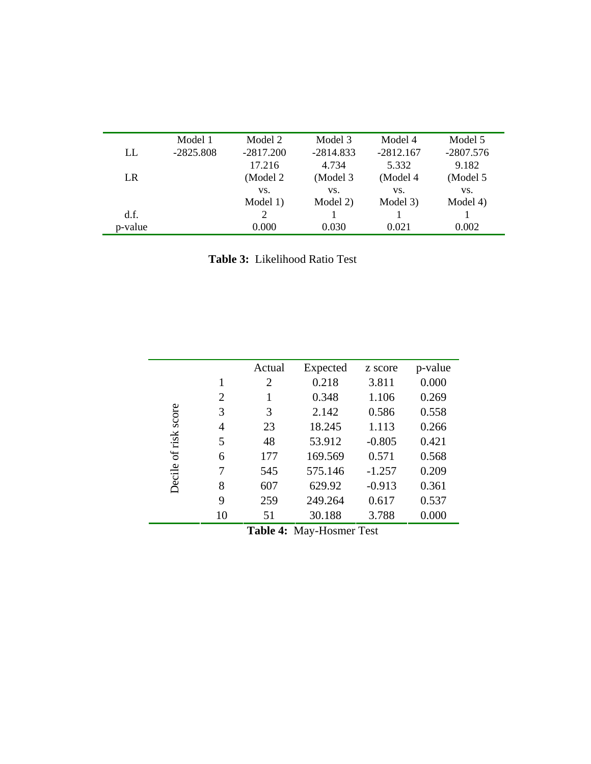| | Model 1 | Model 2 | Model 3 | Model 4 | Model 5 |
|---|---|---|---|---|---|
| LL | -2825.808 | -2817.200 | -2814.833 | -2812.167 | -2807.576 |
| LR | | 17.216 (Model 2 vs. Model 1) | 4.734 (Model 3 vs. Model 2) | 5.332 (Model 4 vs. Model 3) | 9.182 (Model 5 vs. Model 4) |
| d.f. | | 2 | 1 | 1 | 1 |
| p-value | | 0.000 | 0.030 | 0.021 | 0.002 |

**Table 3:** Likelihood Ratio Test

| | | Actual | Expected | z score | p-value |
|---|---|---|---|---|---|
| Decile of risk score | 1 | 2 | 0.218 | 3.811 | 0.000 |
| | 2 | 1 | 0.348 | 1.106 | 0.269 |
| | 3 | 3 | 2.142 | 0.586 | 0.558 |
| | 4 | 23 | 18.245 | 1.113 | 0.266 |
| | 5 | 48 | 53.912 | -0.805 | 0.421 |
| | 6 | 177 | 169.569 | 0.571 | 0.568 |
| | 7 | 545 | 575.146 | -1.257 | 0.209 |
| | 8 | 607 | 629.92 | -0.913 | 0.361 |
| | 9 | 259 | 249.264 | 0.617 | 0.537 |
| | 10 | 51 | 30.188 | 3.788 | 0.000 |

**Table 4:** May-Hosmer Test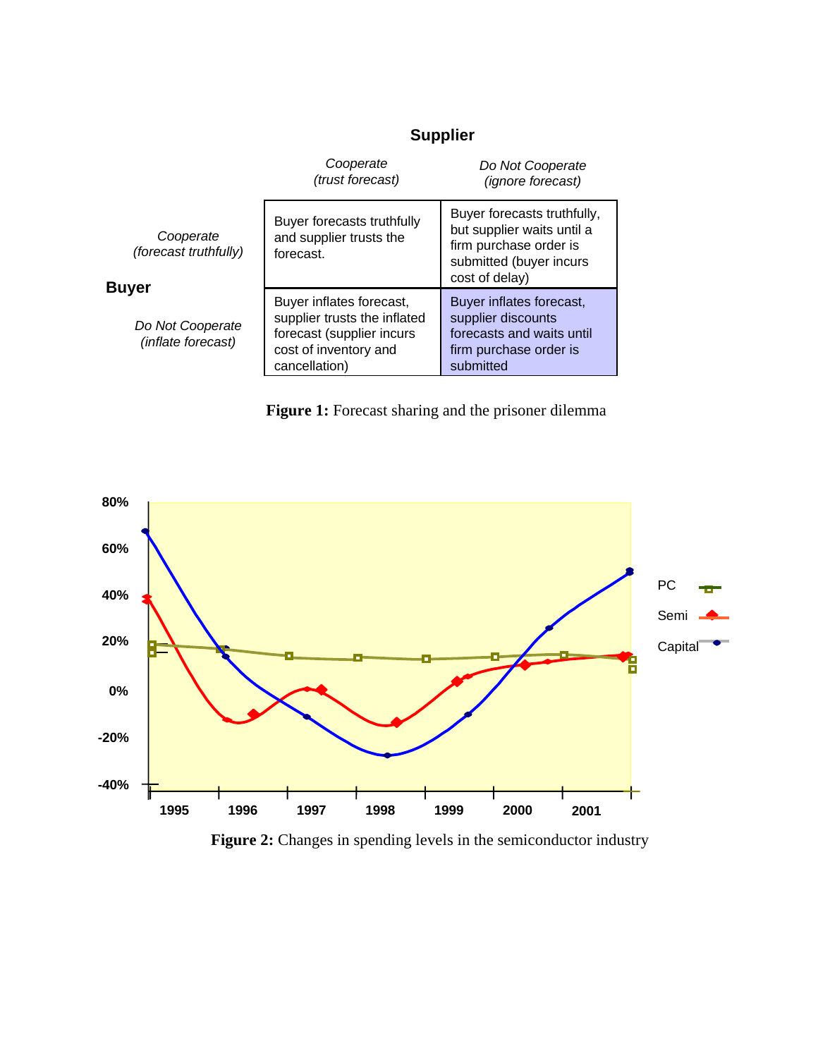|  |  | **Supplier** |  |
|---|---|---|---|
|  |  | *Cooperate (trust forecast)* | *Do Not Cooperate (ignore forecast)* |
| **Buyer** | *Cooperate (forecast truthfully)* | Buyer forecasts truthfully and supplier trusts the forecast. | Buyer forecasts truthfully, but supplier waits until a firm purchase order is submitted (buyer incurs cost of delay) |
|  | *Do Not Cooperate (inflate forecast)* | Buyer inflates forecast, supplier trusts the inflated forecast (supplier incurs cost of inventory and cancellation) | Buyer inflates forecast, supplier discounts forecasts and waits until firm purchase order is submitted |

**Figure 1:** Forecast sharing and the prisoner dilemma

**Figure 2:** Changes in spending levels in the semiconductor industry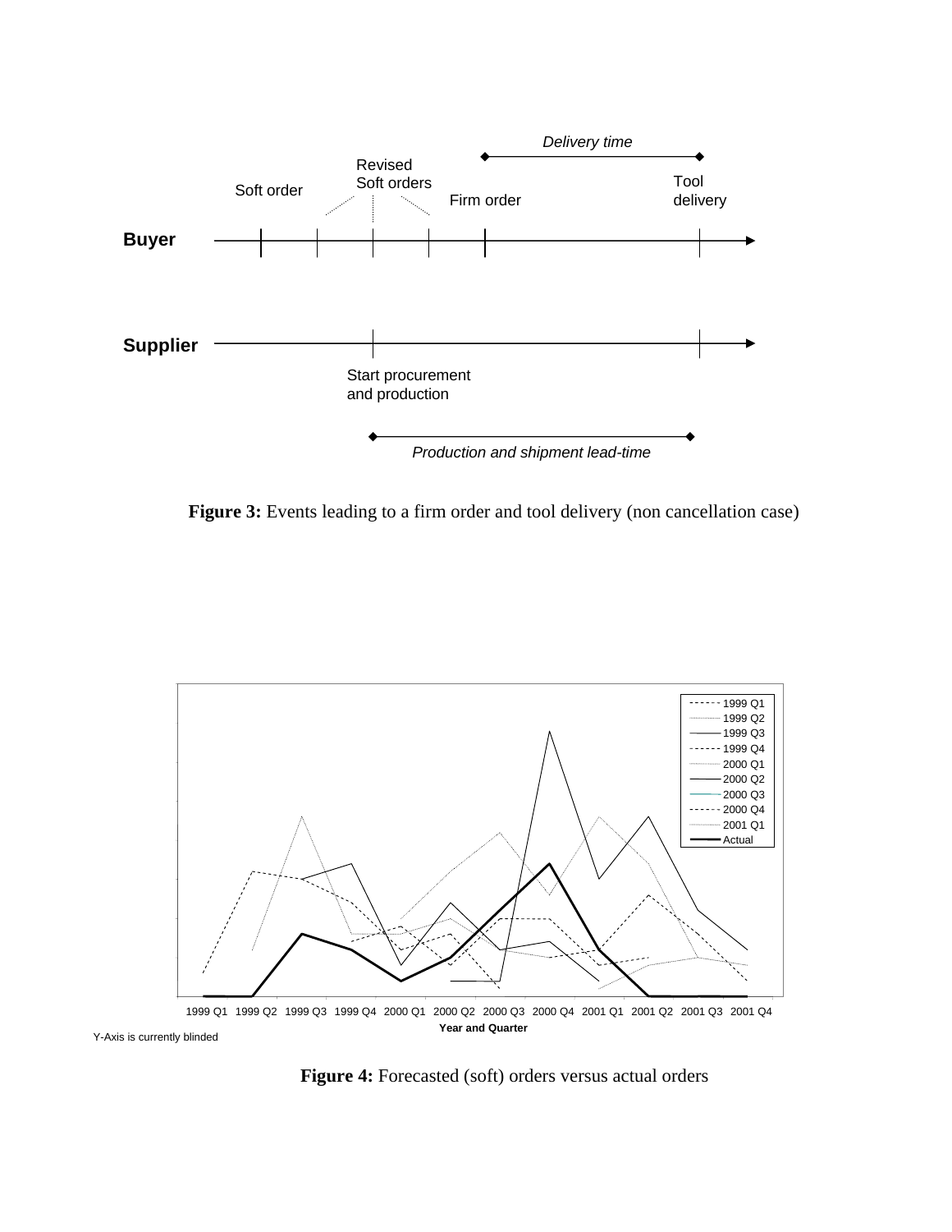**Figure 3:** Events leading to a firm order and tool delivery (non cancellation case)

**Figure 4:** Forecasted (soft) orders versus actual orders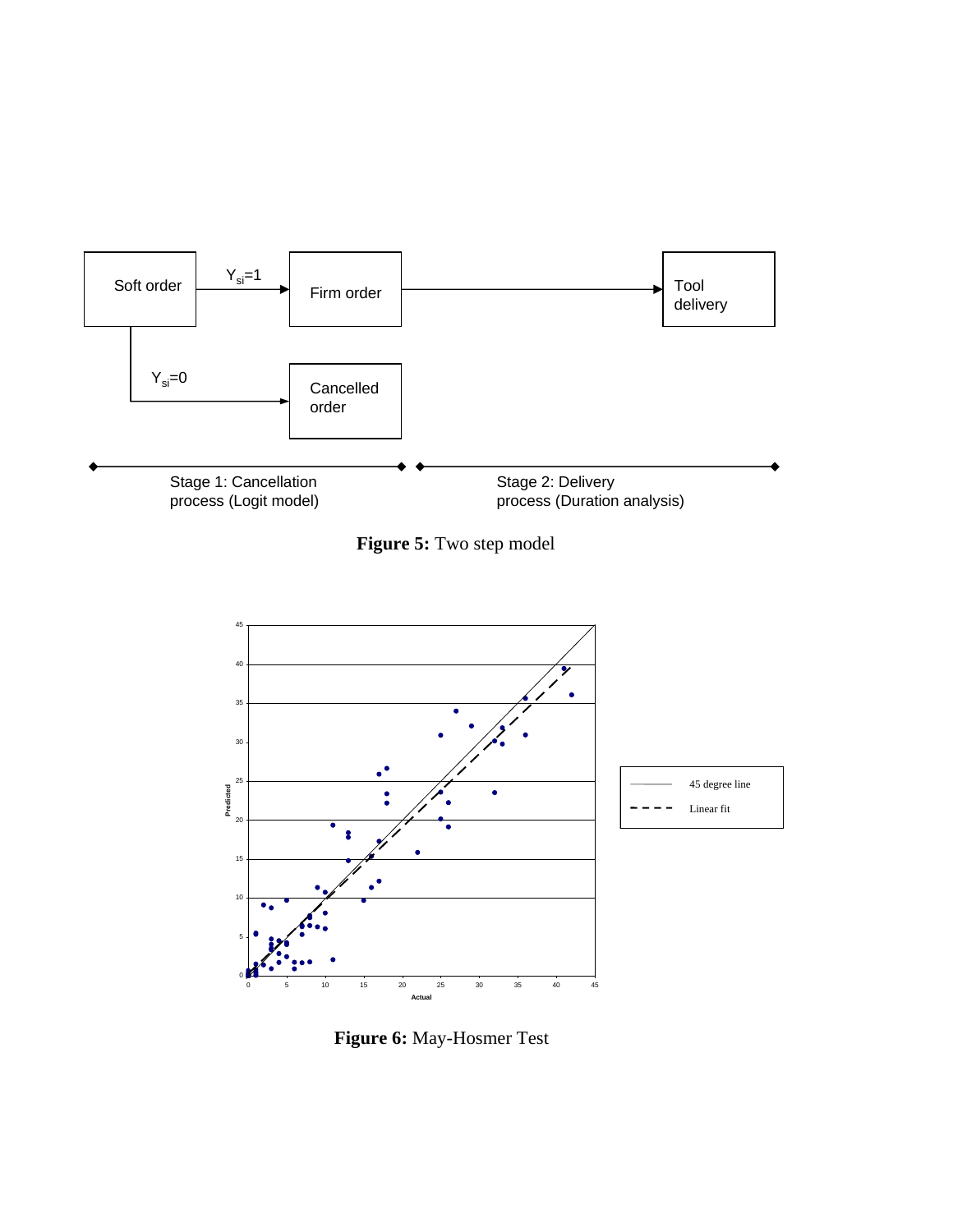Soft order

$Y_{si}=1$

Firm order

Tool delivery

$Y_{si}=0$

Cancelled order

Stage 1: Cancellation process (Logit model)

Stage 2: Delivery process (Duration analysis)

**Figure 5:** Two step model

Predicted

0
5
10
15
20
25
30
35
40
45

Actual

0
5
10
15
20
25
30
35
40
45

45 degree line

Linear fit

**Figure 6:** May-Hosmer Test